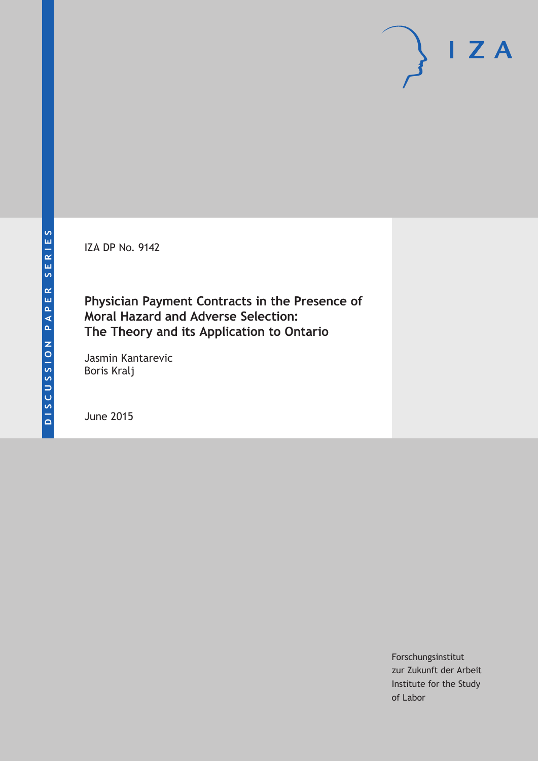DISCUSSION PAPER SERIES

IZA

IZA DP No. 9142

# Physician Payment Contracts in the Presence of Moral Hazard and Adverse Selection: The Theory and its Application to Ontario

Jasmin Kantarevic
Boris Kralj

June 2015

Forschungsinstitut
zur Zukunft der Arbeit
Institute for the Study
of Labor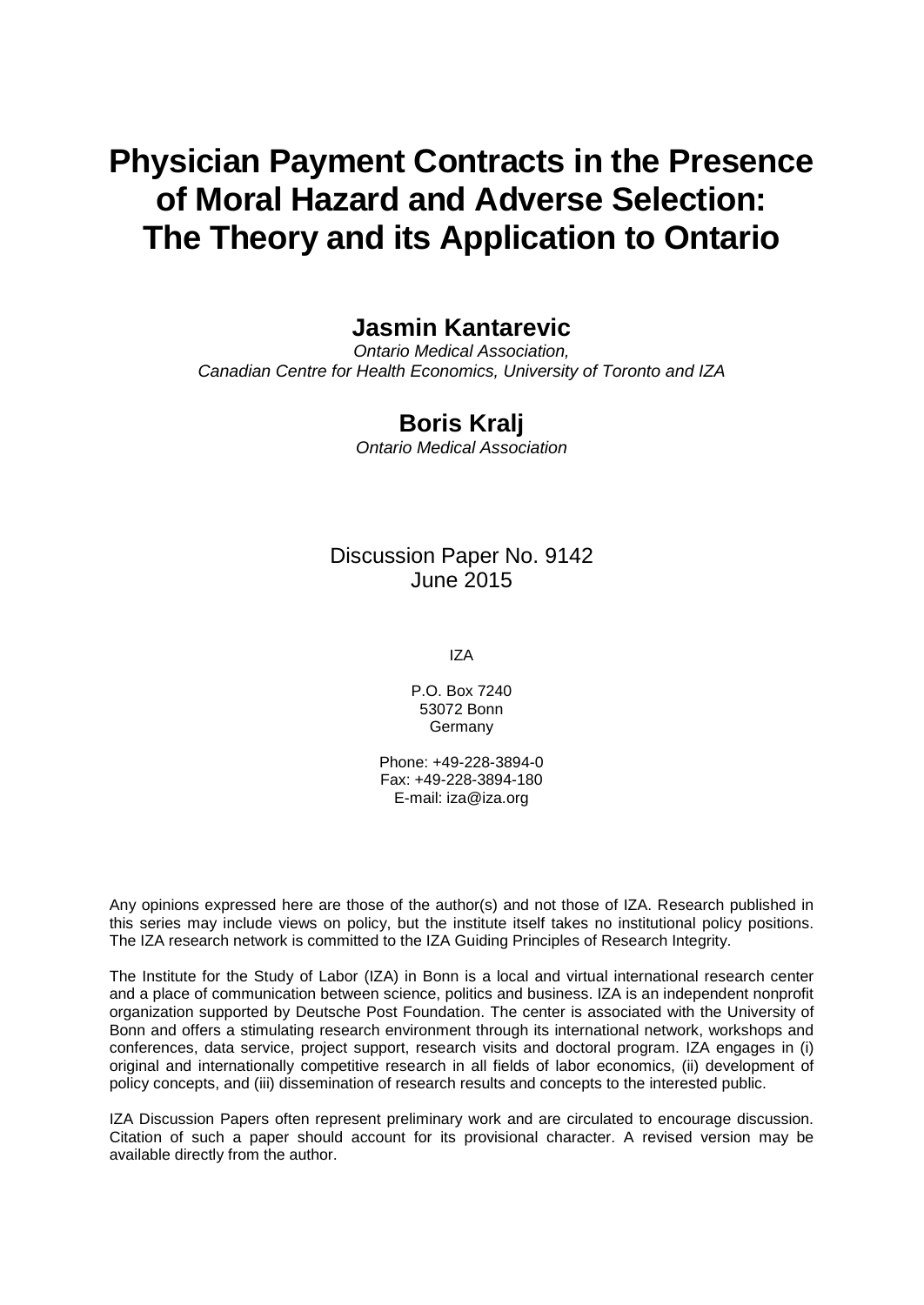# Physician Payment Contracts in the Presence of Moral Hazard and Adverse Selection: The Theory and its Application to Ontario

## Jasmin Kantarevic

*Ontario Medical Association,*
*Canadian Centre for Health Economics, University of Toronto and IZA*

## Boris Kralj

*Ontario Medical Association*

Discussion Paper No. 9142
June 2015

IZA

P.O. Box 7240
53072 Bonn
Germany

Phone: +49-228-3894-0
Fax: +49-228-3894-180
E-mail: iza@iza.org

Any opinions expressed here are those of the author(s) and not those of IZA. Research published in this series may include views on policy, but the institute itself takes no institutional policy positions. The IZA research network is committed to the IZA Guiding Principles of Research Integrity.

The Institute for the Study of Labor (IZA) in Bonn is a local and virtual international research center and a place of communication between science, politics and business. IZA is an independent nonprofit organization supported by Deutsche Post Foundation. The center is associated with the University of Bonn and offers a stimulating research environment through its international network, workshops and conferences, data service, project support, research visits and doctoral program. IZA engages in (i) original and internationally competitive research in all fields of labor economics, (ii) development of policy concepts, and (iii) dissemination of research results and concepts to the interested public.

IZA Discussion Papers often represent preliminary work and are circulated to encourage discussion. Citation of such a paper should account for its provisional character. A revised version may be available directly from the author.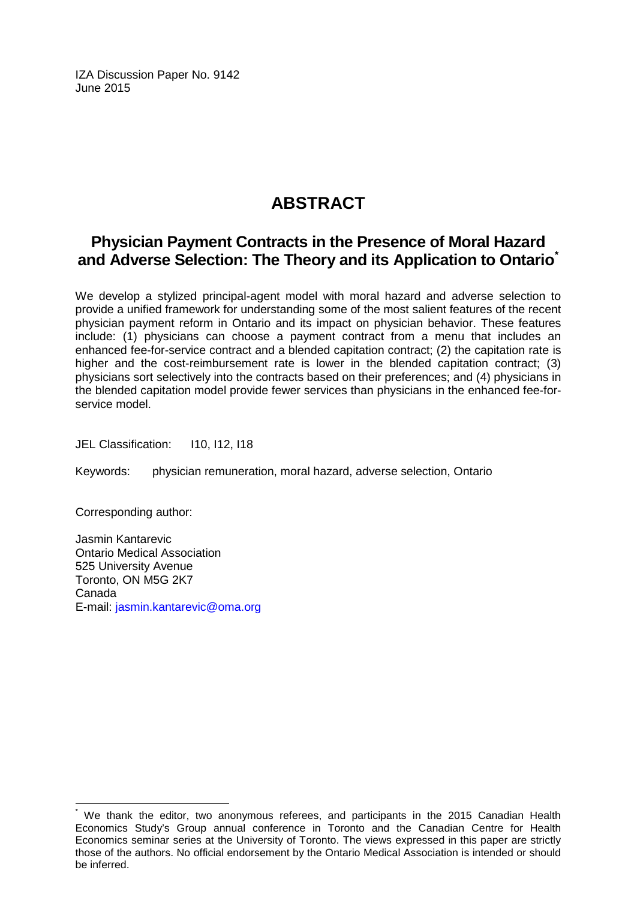IZA Discussion Paper No. 9142
June 2015

# ABSTRACT

## Physician Payment Contracts in the Presence of Moral Hazard and Adverse Selection: The Theory and its Application to Ontario[*]

We develop a stylized principal-agent model with moral hazard and adverse selection to provide a unified framework for understanding some of the most salient features of the recent physician payment reform in Ontario and its impact on physician behavior. These features include: (1) physicians can choose a payment contract from a menu that includes an enhanced fee-for-service contract and a blended capitation contract; (2) the capitation rate is higher and the cost-reimbursement rate is lower in the blended capitation contract; (3) physicians sort selectively into the contracts based on their preferences; and (4) physicians in the blended capitation model provide fewer services than physicians in the enhanced fee-for-service model.

JEL Classification: I10, I12, I18

Keywords: physician remuneration, moral hazard, adverse selection, Ontario

Corresponding author:

Jasmin Kantarevic
Ontario Medical Association
525 University Avenue
Toronto, ON M5G 2K7
Canada
E-mail: jasmin.kantarevic@oma.org

[*] We thank the editor, two anonymous referees, and participants in the 2015 Canadian Health Economics Study's Group annual conference in Toronto and the Canadian Centre for Health Economics seminar series at the University of Toronto. The views expressed in this paper are strictly those of the authors. No official endorsement by the Ontario Medical Association is intended or should be inferred.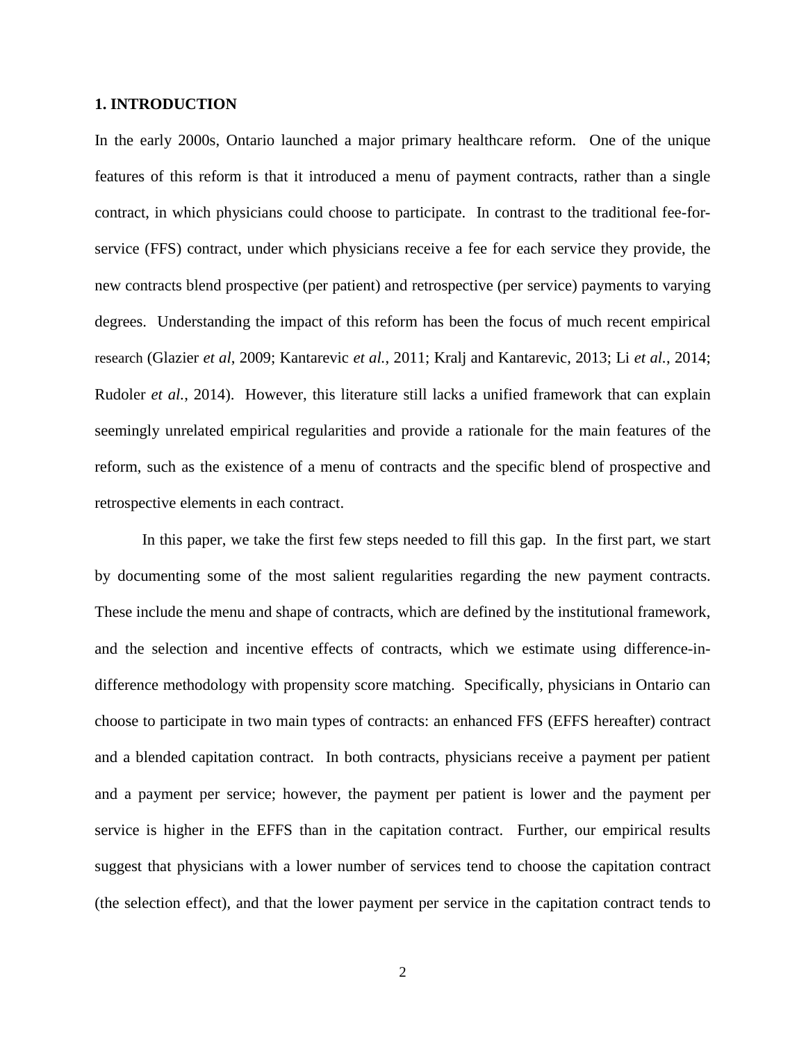## 1. INTRODUCTION

In the early 2000s, Ontario launched a major primary healthcare reform. One of the unique features of this reform is that it introduced a menu of payment contracts, rather than a single contract, in which physicians could choose to participate. In contrast to the traditional fee-for-service (FFS) contract, under which physicians receive a fee for each service they provide, the new contracts blend prospective (per patient) and retrospective (per service) payments to varying degrees. Understanding the impact of this reform has been the focus of much recent empirical research (Glazier *et al*, 2009; Kantarevic *et al.*, 2011; Kralj and Kantarevic, 2013; Li *et al.*, 2014; Rudoler *et al.*, 2014). However, this literature still lacks a unified framework that can explain seemingly unrelated empirical regularities and provide a rationale for the main features of the reform, such as the existence of a menu of contracts and the specific blend of prospective and retrospective elements in each contract.

In this paper, we take the first few steps needed to fill this gap. In the first part, we start by documenting some of the most salient regularities regarding the new payment contracts. These include the menu and shape of contracts, which are defined by the institutional framework, and the selection and incentive effects of contracts, which we estimate using difference-in-difference methodology with propensity score matching. Specifically, physicians in Ontario can choose to participate in two main types of contracts: an enhanced FFS (EFFS hereafter) contract and a blended capitation contract. In both contracts, physicians receive a payment per patient and a payment per service; however, the payment per patient is lower and the payment per service is higher in the EFFS than in the capitation contract. Further, our empirical results suggest that physicians with a lower number of services tend to choose the capitation contract (the selection effect), and that the lower payment per service in the capitation contract tends to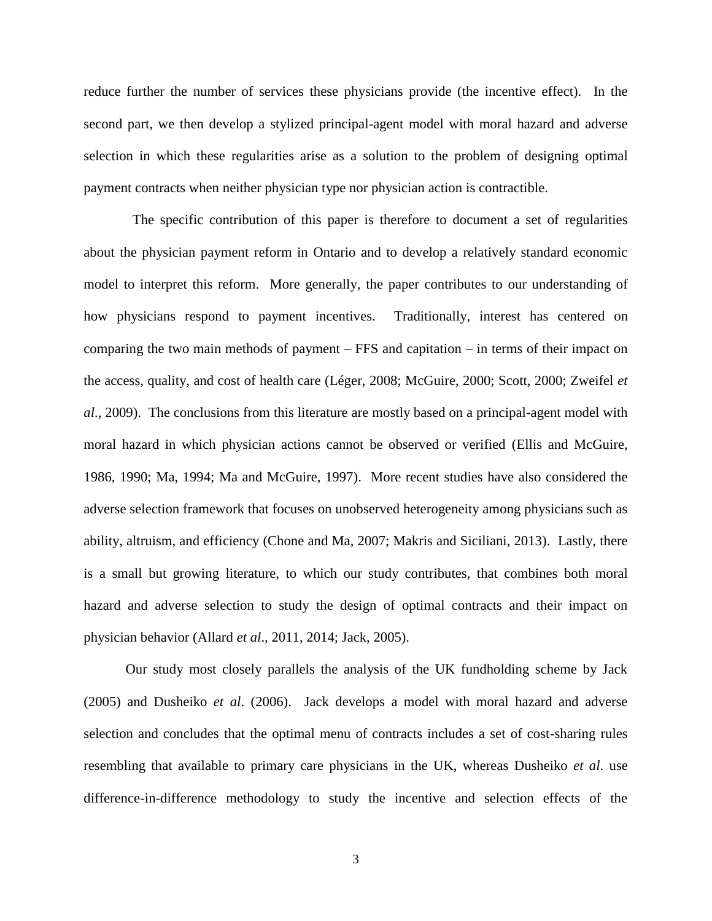reduce further the number of services these physicians provide (the incentive effect). In the second part, we then develop a stylized principal-agent model with moral hazard and adverse selection in which these regularities arise as a solution to the problem of designing optimal payment contracts when neither physician type nor physician action is contractible.

The specific contribution of this paper is therefore to document a set of regularities about the physician payment reform in Ontario and to develop a relatively standard economic model to interpret this reform. More generally, the paper contributes to our understanding of how physicians respond to payment incentives. Traditionally, interest has centered on comparing the two main methods of payment – FFS and capitation – in terms of their impact on the access, quality, and cost of health care (Léger, 2008; McGuire, 2000; Scott, 2000; Zweifel *et al*., 2009). The conclusions from this literature are mostly based on a principal-agent model with moral hazard in which physician actions cannot be observed or verified (Ellis and McGuire, 1986, 1990; Ma, 1994; Ma and McGuire, 1997). More recent studies have also considered the adverse selection framework that focuses on unobserved heterogeneity among physicians such as ability, altruism, and efficiency (Chone and Ma, 2007; Makris and Siciliani, 2013). Lastly, there is a small but growing literature, to which our study contributes, that combines both moral hazard and adverse selection to study the design of optimal contracts and their impact on physician behavior (Allard *et al*., 2011, 2014; Jack, 2005).

Our study most closely parallels the analysis of the UK fundholding scheme by Jack (2005) and Dusheiko *et al*. (2006). Jack develops a model with moral hazard and adverse selection and concludes that the optimal menu of contracts includes a set of cost-sharing rules resembling that available to primary care physicians in the UK, whereas Dusheiko *et al*. use difference-in-difference methodology to study the incentive and selection effects of the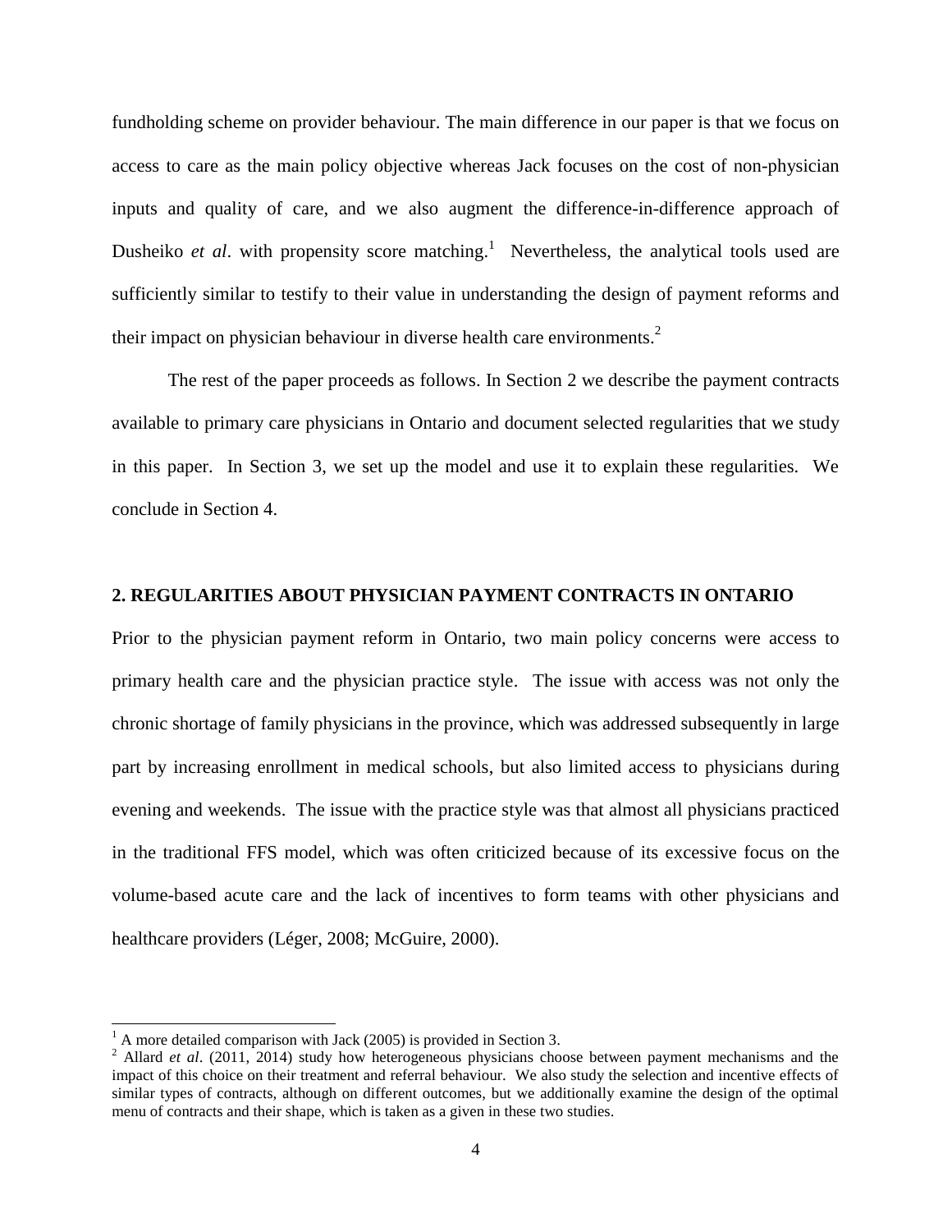fundholding scheme on provider behaviour. The main difference in our paper is that we focus on access to care as the main policy objective whereas Jack focuses on the cost of non-physician inputs and quality of care, and we also augment the difference-in-difference approach of Dusheiko *et al*. with propensity score matching.[1] Nevertheless, the analytical tools used are sufficiently similar to testify to their value in understanding the design of payment reforms and their impact on physician behaviour in diverse health care environments.[2]

The rest of the paper proceeds as follows. In Section 2 we describe the payment contracts available to primary care physicians in Ontario and document selected regularities that we study in this paper. In Section 3, we set up the model and use it to explain these regularities. We conclude in Section 4.

## 2. REGULARITIES ABOUT PHYSICIAN PAYMENT CONTRACTS IN ONTARIO

Prior to the physician payment reform in Ontario, two main policy concerns were access to primary health care and the physician practice style. The issue with access was not only the chronic shortage of family physicians in the province, which was addressed subsequently in large part by increasing enrollment in medical schools, but also limited access to physicians during evening and weekends. The issue with the practice style was that almost all physicians practiced in the traditional FFS model, which was often criticized because of its excessive focus on the volume-based acute care and the lack of incentives to form teams with other physicians and healthcare providers (Léger, 2008; McGuire, 2000).

---

[1] A more detailed comparison with Jack (2005) is provided in Section 3.

[2] Allard *et al*. (2011, 2014) study how heterogeneous physicians choose between payment mechanisms and the impact of this choice on their treatment and referral behaviour. We also study the selection and incentive effects of similar types of contracts, although on different outcomes, but we additionally examine the design of the optimal menu of contracts and their shape, which is taken as a given in these two studies.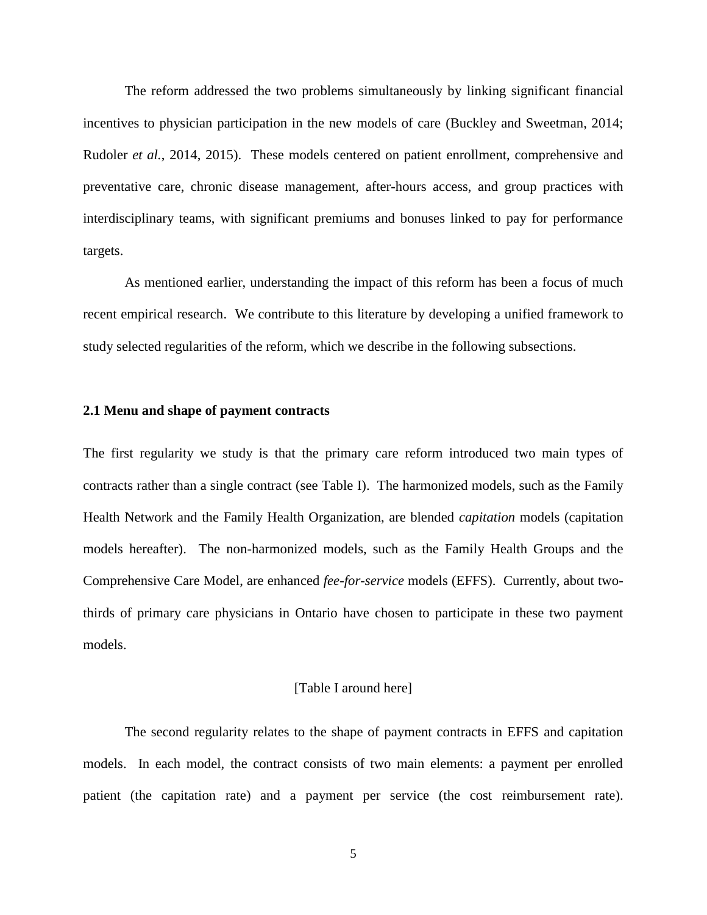The reform addressed the two problems simultaneously by linking significant financial incentives to physician participation in the new models of care (Buckley and Sweetman, 2014; Rudoler *et al.*, 2014, 2015). These models centered on patient enrollment, comprehensive and preventative care, chronic disease management, after-hours access, and group practices with interdisciplinary teams, with significant premiums and bonuses linked to pay for performance targets.

As mentioned earlier, understanding the impact of this reform has been a focus of much recent empirical research. We contribute to this literature by developing a unified framework to study selected regularities of the reform, which we describe in the following subsections.

### 2.1 Menu and shape of payment contracts

The first regularity we study is that the primary care reform introduced two main types of contracts rather than a single contract (see Table I). The harmonized models, such as the Family Health Network and the Family Health Organization, are blended *capitation* models (capitation models hereafter). The non-harmonized models, such as the Family Health Groups and the Comprehensive Care Model, are enhanced *fee-for-service* models (EFFS). Currently, about two-thirds of primary care physicians in Ontario have chosen to participate in these two payment models.

[Table I around here]

The second regularity relates to the shape of payment contracts in EFFS and capitation models. In each model, the contract consists of two main elements: a payment per enrolled patient (the capitation rate) and a payment per service (the cost reimbursement rate).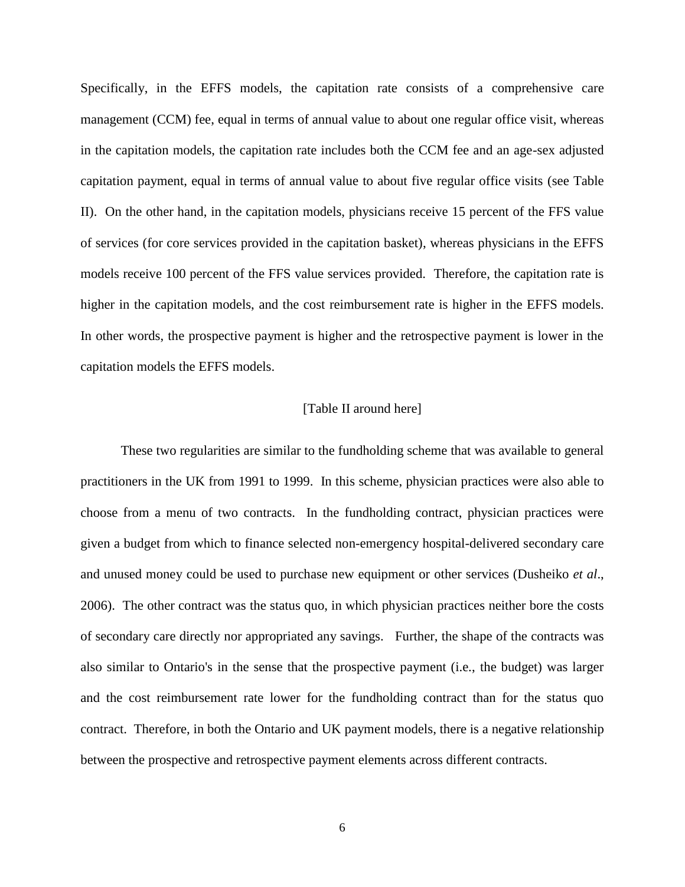Specifically, in the EFFS models, the capitation rate consists of a comprehensive care management (CCM) fee, equal in terms of annual value to about one regular office visit, whereas in the capitation models, the capitation rate includes both the CCM fee and an age-sex adjusted capitation payment, equal in terms of annual value to about five regular office visits (see Table II). On the other hand, in the capitation models, physicians receive 15 percent of the FFS value of services (for core services provided in the capitation basket), whereas physicians in the EFFS models receive 100 percent of the FFS value services provided. Therefore, the capitation rate is higher in the capitation models, and the cost reimbursement rate is higher in the EFFS models. In other words, the prospective payment is higher and the retrospective payment is lower in the capitation models the EFFS models.

[Table II around here]

These two regularities are similar to the fundholding scheme that was available to general practitioners in the UK from 1991 to 1999. In this scheme, physician practices were also able to choose from a menu of two contracts. In the fundholding contract, physician practices were given a budget from which to finance selected non-emergency hospital-delivered secondary care and unused money could be used to purchase new equipment or other services (Dusheiko *et al*., 2006). The other contract was the status quo, in which physician practices neither bore the costs of secondary care directly nor appropriated any savings. Further, the shape of the contracts was also similar to Ontario's in the sense that the prospective payment (i.e., the budget) was larger and the cost reimbursement rate lower for the fundholding contract than for the status quo contract. Therefore, in both the Ontario and UK payment models, there is a negative relationship between the prospective and retrospective payment elements across different contracts.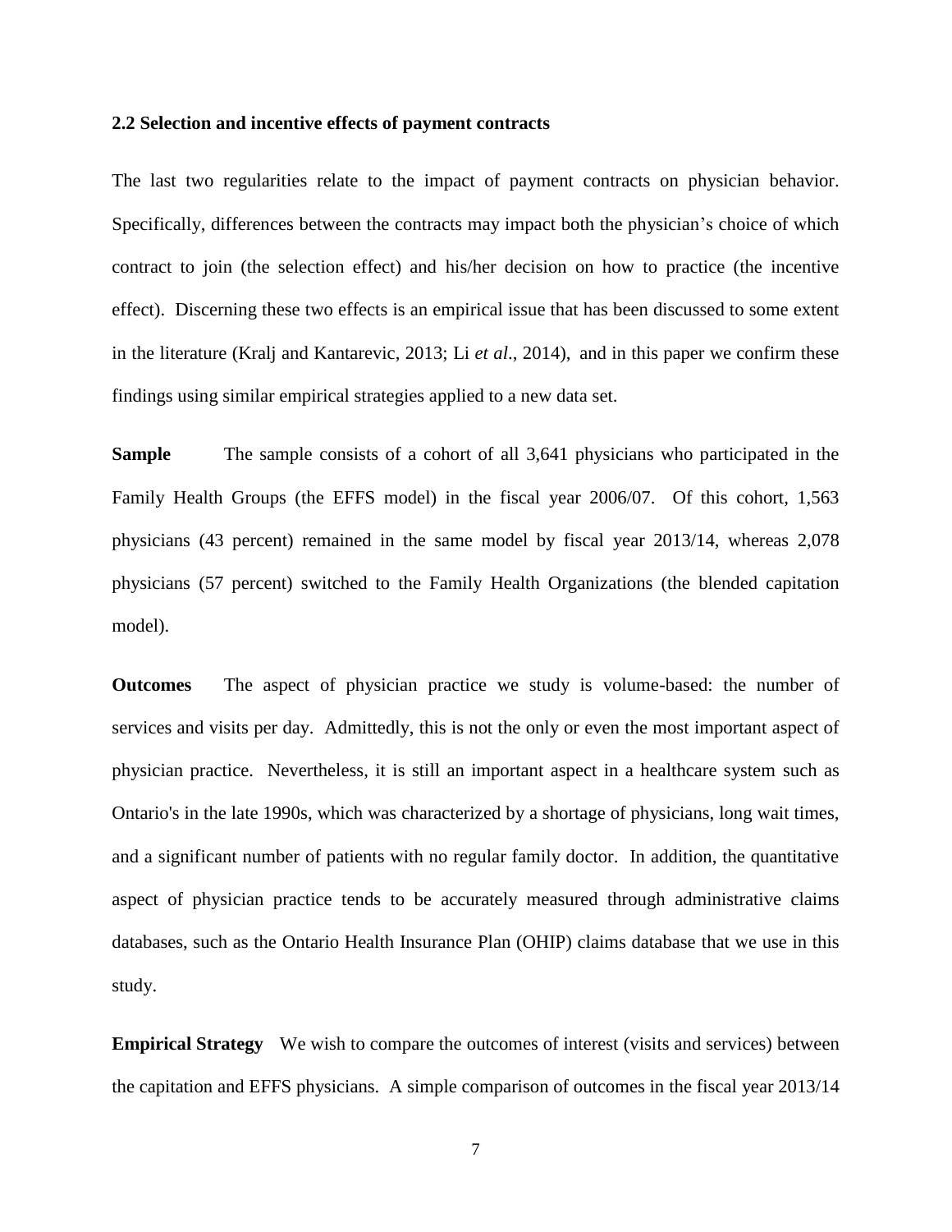### 2.2 Selection and incentive effects of payment contracts

The last two regularities relate to the impact of payment contracts on physician behavior. Specifically, differences between the contracts may impact both the physician's choice of which contract to join (the selection effect) and his/her decision on how to practice (the incentive effect). Discerning these two effects is an empirical issue that has been discussed to some extent in the literature (Kralj and Kantarevic, 2013; Li *et al*., 2014), and in this paper we confirm these findings using similar empirical strategies applied to a new data set.

**Sample** The sample consists of a cohort of all 3,641 physicians who participated in the Family Health Groups (the EFFS model) in the fiscal year 2006/07. Of this cohort, 1,563 physicians (43 percent) remained in the same model by fiscal year 2013/14, whereas 2,078 physicians (57 percent) switched to the Family Health Organizations (the blended capitation model).

**Outcomes** The aspect of physician practice we study is volume-based: the number of services and visits per day. Admittedly, this is not the only or even the most important aspect of physician practice. Nevertheless, it is still an important aspect in a healthcare system such as Ontario's in the late 1990s, which was characterized by a shortage of physicians, long wait times, and a significant number of patients with no regular family doctor. In addition, the quantitative aspect of physician practice tends to be accurately measured through administrative claims databases, such as the Ontario Health Insurance Plan (OHIP) claims database that we use in this study.

**Empirical Strategy** We wish to compare the outcomes of interest (visits and services) between the capitation and EFFS physicians. A simple comparison of outcomes in the fiscal year 2013/14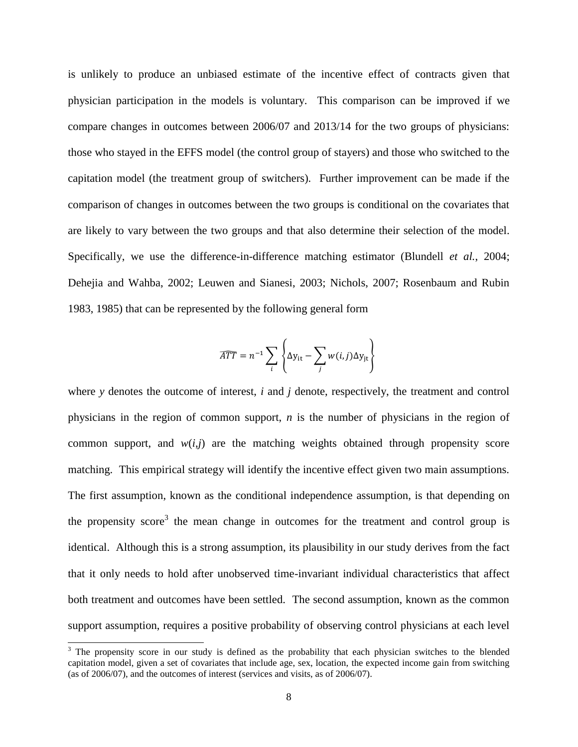is unlikely to produce an unbiased estimate of the incentive effect of contracts given that physician participation in the models is voluntary. This comparison can be improved if we compare changes in outcomes between 2006/07 and 2013/14 for the two groups of physicians: those who stayed in the EFFS model (the control group of stayers) and those who switched to the capitation model (the treatment group of switchers). Further improvement can be made if the comparison of changes in outcomes between the two groups is conditional on the covariates that are likely to vary between the two groups and that also determine their selection of the model. Specifically, we use the difference-in-difference matching estimator (Blundell *et al.*, 2004; Dehejia and Wahba, 2002; Leuwen and Sianesi, 2003; Nichols, 2007; Rosenbaum and Rubin 1983, 1985) that can be represented by the following general form

$$\widehat{ATT} = n^{-1} \sum_{i} \left\{ \Delta \mathrm{y}_{\mathrm{it}} - \sum_{j} w(i,j) \Delta \mathrm{y}_{\mathrm{jt}} \right\}$$

where $y$ denotes the outcome of interest, $i$ and $j$ denote, respectively, the treatment and control physicians in the region of common support, $n$ is the number of physicians in the region of common support, and $w(i,j)$ are the matching weights obtained through propensity score matching. This empirical strategy will identify the incentive effect given two main assumptions. The first assumption, known as the conditional independence assumption, is that depending on the propensity score[3] the mean change in outcomes for the treatment and control group is identical. Although this is a strong assumption, its plausibility in our study derives from the fact that it only needs to hold after unobserved time-invariant individual characteristics that affect both treatment and outcomes have been settled. The second assumption, known as the common support assumption, requires a positive probability of observing control physicians at each level

[3] The propensity score in our study is defined as the probability that each physician switches to the blended capitation model, given a set of covariates that include age, sex, location, the expected income gain from switching (as of 2006/07), and the outcomes of interest (services and visits, as of 2006/07).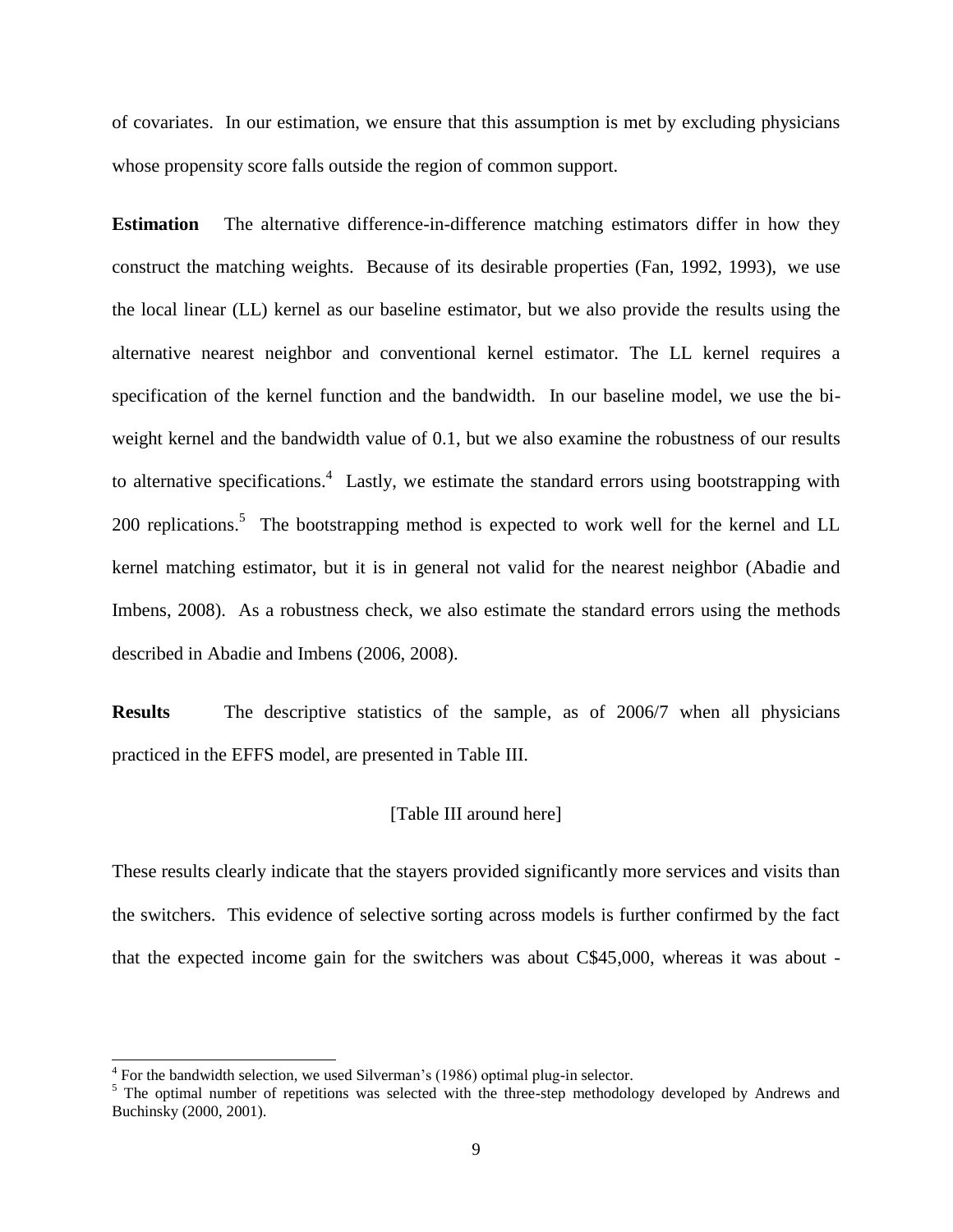of covariates. In our estimation, we ensure that this assumption is met by excluding physicians whose propensity score falls outside the region of common support.

**Estimation** The alternative difference-in-difference matching estimators differ in how they construct the matching weights. Because of its desirable properties (Fan, 1992, 1993), we use the local linear (LL) kernel as our baseline estimator, but we also provide the results using the alternative nearest neighbor and conventional kernel estimator. The LL kernel requires a specification of the kernel function and the bandwidth. In our baseline model, we use the bi-weight kernel and the bandwidth value of 0.1, but we also examine the robustness of our results to alternative specifications.[4] Lastly, we estimate the standard errors using bootstrapping with 200 replications.[5] The bootstrapping method is expected to work well for the kernel and LL kernel matching estimator, but it is in general not valid for the nearest neighbor (Abadie and Imbens, 2008). As a robustness check, we also estimate the standard errors using the methods described in Abadie and Imbens (2006, 2008).

**Results** The descriptive statistics of the sample, as of 2006/7 when all physicians practiced in the EFFS model, are presented in Table III.

[Table III around here]

These results clearly indicate that the stayers provided significantly more services and visits than the switchers. This evidence of selective sorting across models is further confirmed by the fact that the expected income gain for the switchers was about C$45,000, whereas it was about -

[4] For the bandwidth selection, we used Silverman's (1986) optimal plug-in selector.

[5] The optimal number of repetitions was selected with the three-step methodology developed by Andrews and Buchinsky (2000, 2001).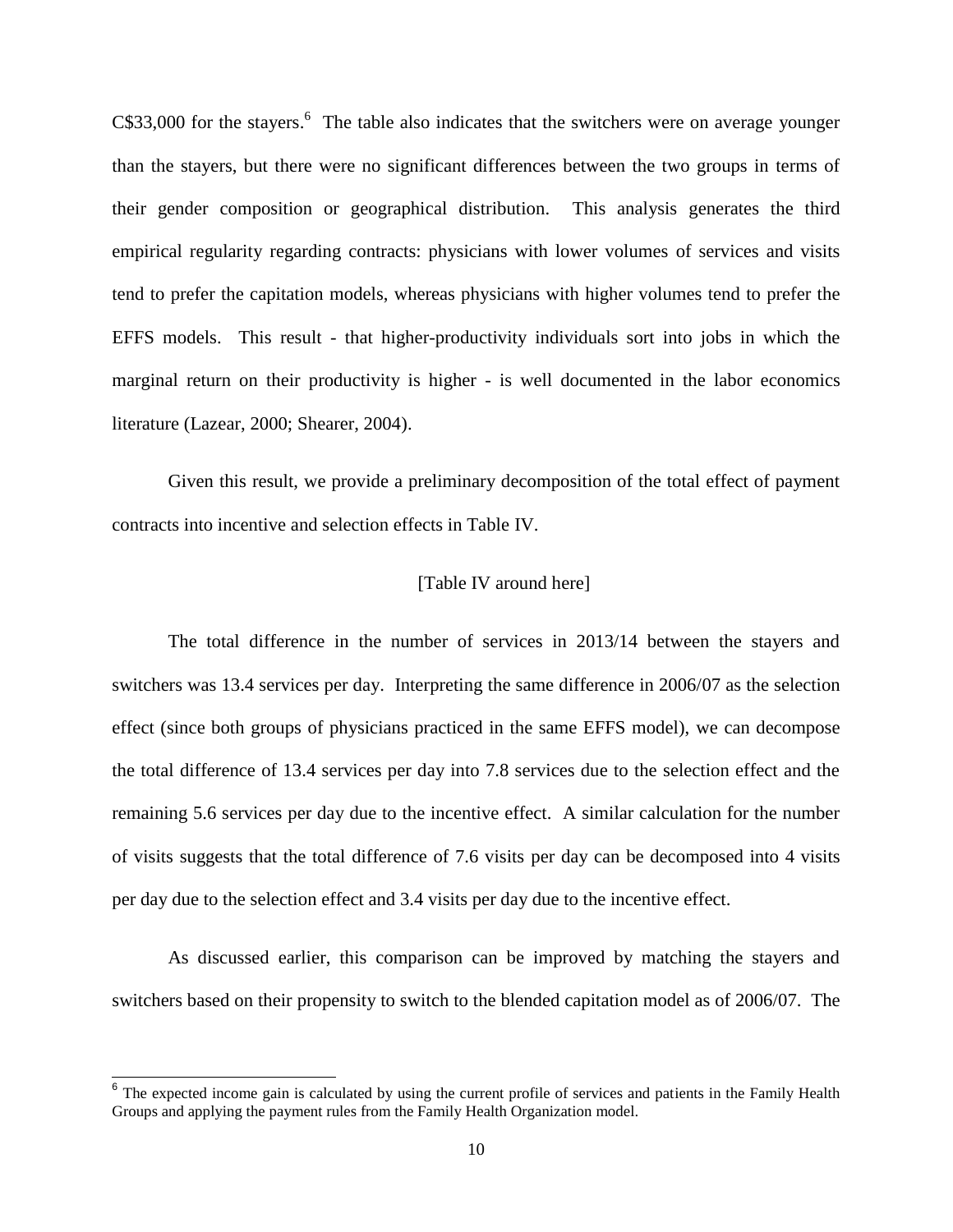C$33,000 for the stayers.[6] The table also indicates that the switchers were on average younger than the stayers, but there were no significant differences between the two groups in terms of their gender composition or geographical distribution. This analysis generates the third empirical regularity regarding contracts: physicians with lower volumes of services and visits tend to prefer the capitation models, whereas physicians with higher volumes tend to prefer the EFFS models. This result - that higher-productivity individuals sort into jobs in which the marginal return on their productivity is higher - is well documented in the labor economics literature (Lazear, 2000; Shearer, 2004).

Given this result, we provide a preliminary decomposition of the total effect of payment contracts into incentive and selection effects in Table IV.

[Table IV around here]

The total difference in the number of services in 2013/14 between the stayers and switchers was 13.4 services per day. Interpreting the same difference in 2006/07 as the selection effect (since both groups of physicians practiced in the same EFFS model), we can decompose the total difference of 13.4 services per day into 7.8 services due to the selection effect and the remaining 5.6 services per day due to the incentive effect. A similar calculation for the number of visits suggests that the total difference of 7.6 visits per day can be decomposed into 4 visits per day due to the selection effect and 3.4 visits per day due to the incentive effect.

As discussed earlier, this comparison can be improved by matching the stayers and switchers based on their propensity to switch to the blended capitation model as of 2006/07. The

[6] The expected income gain is calculated by using the current profile of services and patients in the Family Health Groups and applying the payment rules from the Family Health Organization model.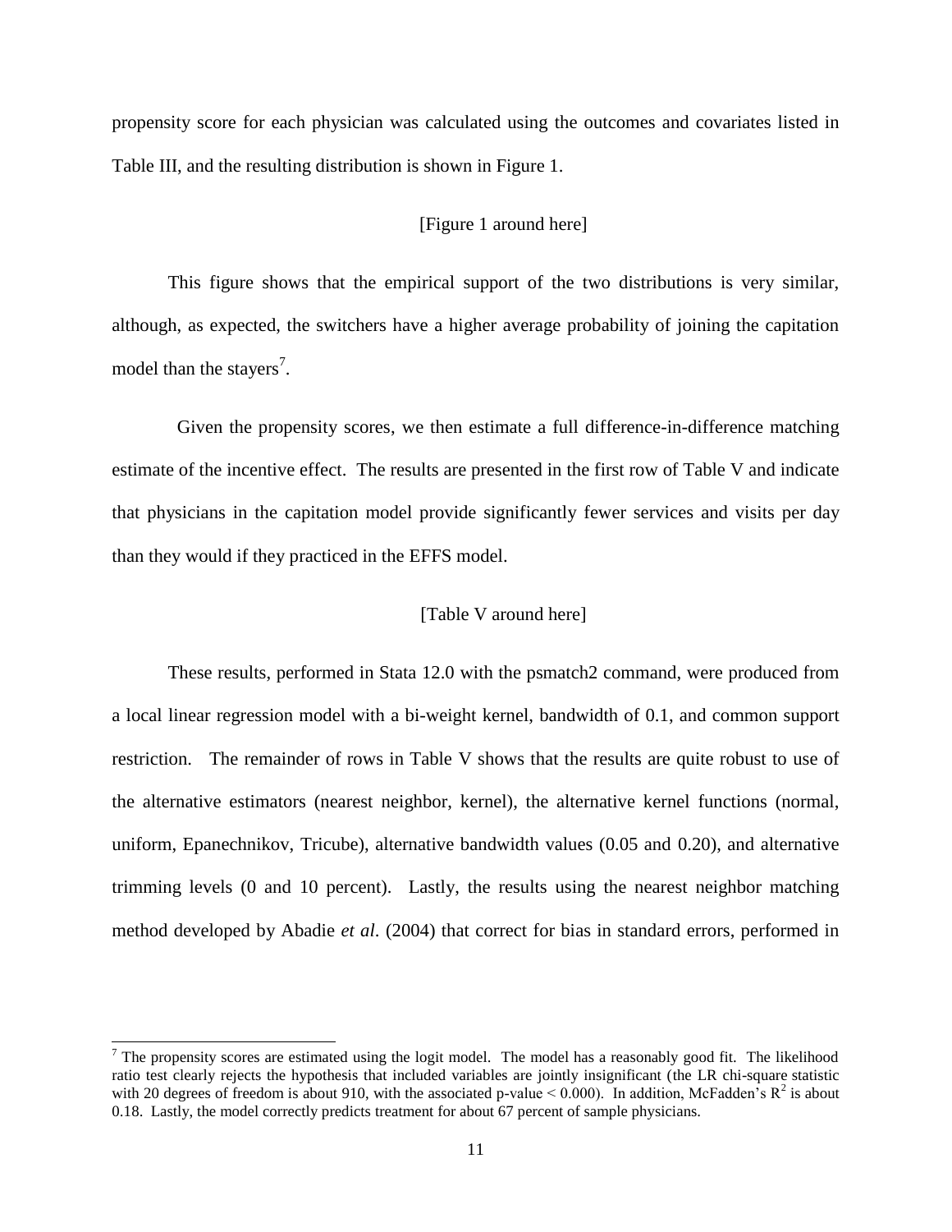propensity score for each physician was calculated using the outcomes and covariates listed in Table III, and the resulting distribution is shown in Figure 1.

[Figure 1 around here]

This figure shows that the empirical support of the two distributions is very similar, although, as expected, the switchers have a higher average probability of joining the capitation model than the stayers[7].

Given the propensity scores, we then estimate a full difference-in-difference matching estimate of the incentive effect. The results are presented in the first row of Table V and indicate that physicians in the capitation model provide significantly fewer services and visits per day than they would if they practiced in the EFFS model.

[Table V around here]

These results, performed in Stata 12.0 with the psmatch2 command, were produced from a local linear regression model with a bi-weight kernel, bandwidth of 0.1, and common support restriction. The remainder of rows in Table V shows that the results are quite robust to use of the alternative estimators (nearest neighbor, kernel), the alternative kernel functions (normal, uniform, Epanechnikov, Tricube), alternative bandwidth values (0.05 and 0.20), and alternative trimming levels (0 and 10 percent). Lastly, the results using the nearest neighbor matching method developed by Abadie *et al*. (2004) that correct for bias in standard errors, performed in

[7] The propensity scores are estimated using the logit model. The model has a reasonably good fit. The likelihood ratio test clearly rejects the hypothesis that included variables are jointly insignificant (the LR chi-square statistic with 20 degrees of freedom is about 910, with the associated p-value $< 0.000$). In addition, McFadden's $R^2$ is about 0.18. Lastly, the model correctly predicts treatment for about 67 percent of sample physicians.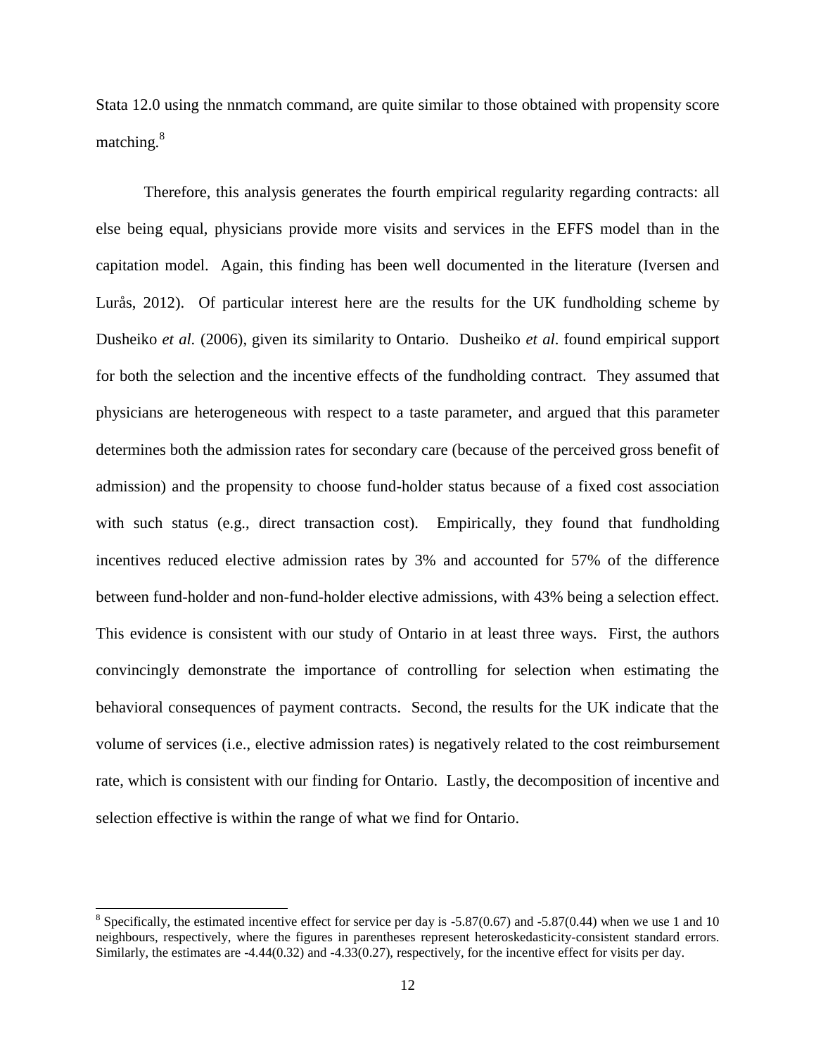Stata 12.0 using the nnmatch command, are quite similar to those obtained with propensity score matching.[8]

Therefore, this analysis generates the fourth empirical regularity regarding contracts: all else being equal, physicians provide more visits and services in the EFFS model than in the capitation model. Again, this finding has been well documented in the literature (Iversen and Lurås, 2012). Of particular interest here are the results for the UK fundholding scheme by Dusheiko *et al.* (2006), given its similarity to Ontario. Dusheiko *et al.* found empirical support for both the selection and the incentive effects of the fundholding contract. They assumed that physicians are heterogeneous with respect to a taste parameter, and argued that this parameter determines both the admission rates for secondary care (because of the perceived gross benefit of admission) and the propensity to choose fund-holder status because of a fixed cost association with such status (e.g., direct transaction cost). Empirically, they found that fundholding incentives reduced elective admission rates by 3% and accounted for 57% of the difference between fund-holder and non-fund-holder elective admissions, with 43% being a selection effect. This evidence is consistent with our study of Ontario in at least three ways. First, the authors convincingly demonstrate the importance of controlling for selection when estimating the behavioral consequences of payment contracts. Second, the results for the UK indicate that the volume of services (i.e., elective admission rates) is negatively related to the cost reimbursement rate, which is consistent with our finding for Ontario. Lastly, the decomposition of incentive and selection effective is within the range of what we find for Ontario.

[8] Specifically, the estimated incentive effect for service per day is -5.87(0.67) and -5.87(0.44) when we use 1 and 10 neighbours, respectively, where the figures in parentheses represent heteroskedasticity-consistent standard errors. Similarly, the estimates are -4.44(0.32) and -4.33(0.27), respectively, for the incentive effect for visits per day.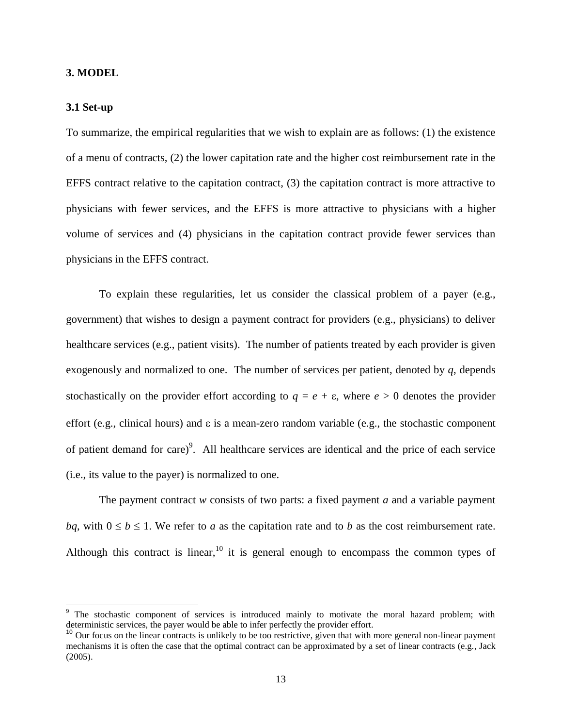## 3. MODEL

### 3.1 Set-up

To summarize, the empirical regularities that we wish to explain are as follows: (1) the existence of a menu of contracts, (2) the lower capitation rate and the higher cost reimbursement rate in the EFFS contract relative to the capitation contract, (3) the capitation contract is more attractive to physicians with fewer services, and the EFFS is more attractive to physicians with a higher volume of services and (4) physicians in the capitation contract provide fewer services than physicians in the EFFS contract.

To explain these regularities, let us consider the classical problem of a payer (e.g., government) that wishes to design a payment contract for providers (e.g., physicians) to deliver healthcare services (e.g., patient visits). The number of patients treated by each provider is given exogenously and normalized to one. The number of services per patient, denoted by $q$, depends stochastically on the provider effort according to $q = e + \varepsilon$, where $e > 0$ denotes the provider effort (e.g., clinical hours) and $\varepsilon$ is a mean-zero random variable (e.g., the stochastic component of patient demand for care)[9]. All healthcare services are identical and the price of each service (i.e., its value to the payer) is normalized to one.

The payment contract $w$ consists of two parts: a fixed payment $a$ and a variable payment $bq$, with $0 \leq b \leq 1$. We refer to $a$ as the capitation rate and to $b$ as the cost reimbursement rate. Although this contract is linear,[10] it is general enough to encompass the common types of

---

[9] The stochastic component of services is introduced mainly to motivate the moral hazard problem; with deterministic services, the payer would be able to infer perfectly the provider effort.

[10] Our focus on the linear contracts is unlikely to be too restrictive, given that with more general non-linear payment mechanisms it is often the case that the optimal contract can be approximated by a set of linear contracts (e.g., Jack (2005).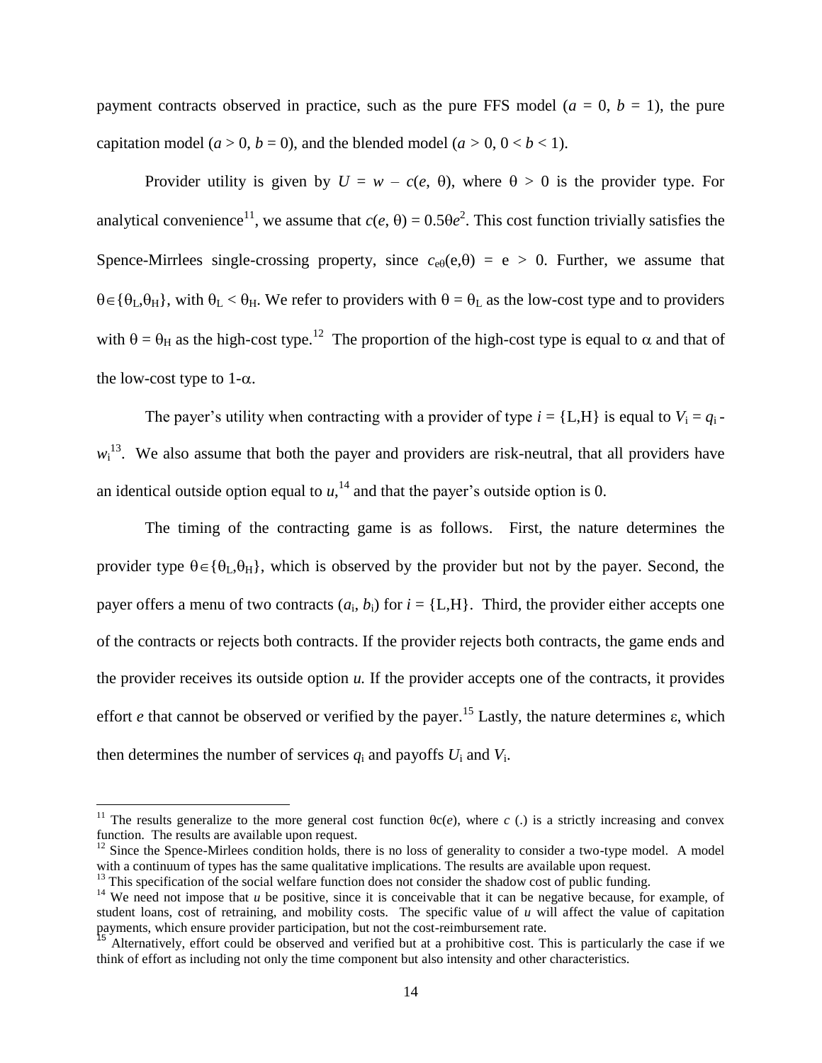payment contracts observed in practice, such as the pure FFS model ($a = 0$, $b = 1$), the pure capitation model ($a > 0$, $b = 0$), and the blended model ($a > 0$, $0 < b < 1$).

Provider utility is given by $U = w - c(e, \theta)$, where $\theta > 0$ is the provider type. For analytical convenience[11], we assume that $c(e, \theta) = 0.5\theta e^2$. This cost function trivially satisfies the Spence-Mirrlees single-crossing property, since $c_{e\theta}(e,\theta) = e > 0$. Further, we assume that $\theta \in \{\theta_L, \theta_H\}$, with $\theta_L < \theta_H$. We refer to providers with $\theta = \theta_L$ as the low-cost type and to providers with $\theta = \theta_H$ as the high-cost type.[12] The proportion of the high-cost type is equal to $\alpha$ and that of the low-cost type to $1-\alpha$.

The payer's utility when contracting with a provider of type $i = \{L,H\}$ is equal to $V_i = q_i - w_i$[13]. We also assume that both the payer and providers are risk-neutral, that all providers have an identical outside option equal to $u$,[14] and that the payer's outside option is 0.

The timing of the contracting game is as follows. First, the nature determines the provider type $\theta \in \{\theta_L, \theta_H\}$, which is observed by the provider but not by the payer. Second, the payer offers a menu of two contracts $(a_i, b_i)$ for $i = \{L,H\}$. Third, the provider either accepts one of the contracts or rejects both contracts. If the provider rejects both contracts, the game ends and the provider receives its outside option $u$. If the provider accepts one of the contracts, it provides effort $e$ that cannot be observed or verified by the payer.[15] Lastly, the nature determines $\varepsilon$, which then determines the number of services $q_i$ and payoffs $U_i$ and $V_i$.

---

[11] The results generalize to the more general cost function $\theta c(e)$, where $c$ (.) is a strictly increasing and convex function. The results are available upon request.

[12] Since the Spence-Mirlees condition holds, there is no loss of generality to consider a two-type model. A model with a continuum of types has the same qualitative implications. The results are available upon request.

[13] This specification of the social welfare function does not consider the shadow cost of public funding.

[14] We need not impose that $u$ be positive, since it is conceivable that it can be negative because, for example, of student loans, cost of retraining, and mobility costs. The specific value of $u$ will affect the value of capitation payments, which ensure provider participation, but not the cost-reimbursement rate.

[15] Alternatively, effort could be observed and verified but at a prohibitive cost. This is particularly the case if we think of effort as including not only the time component but also intensity and other characteristics.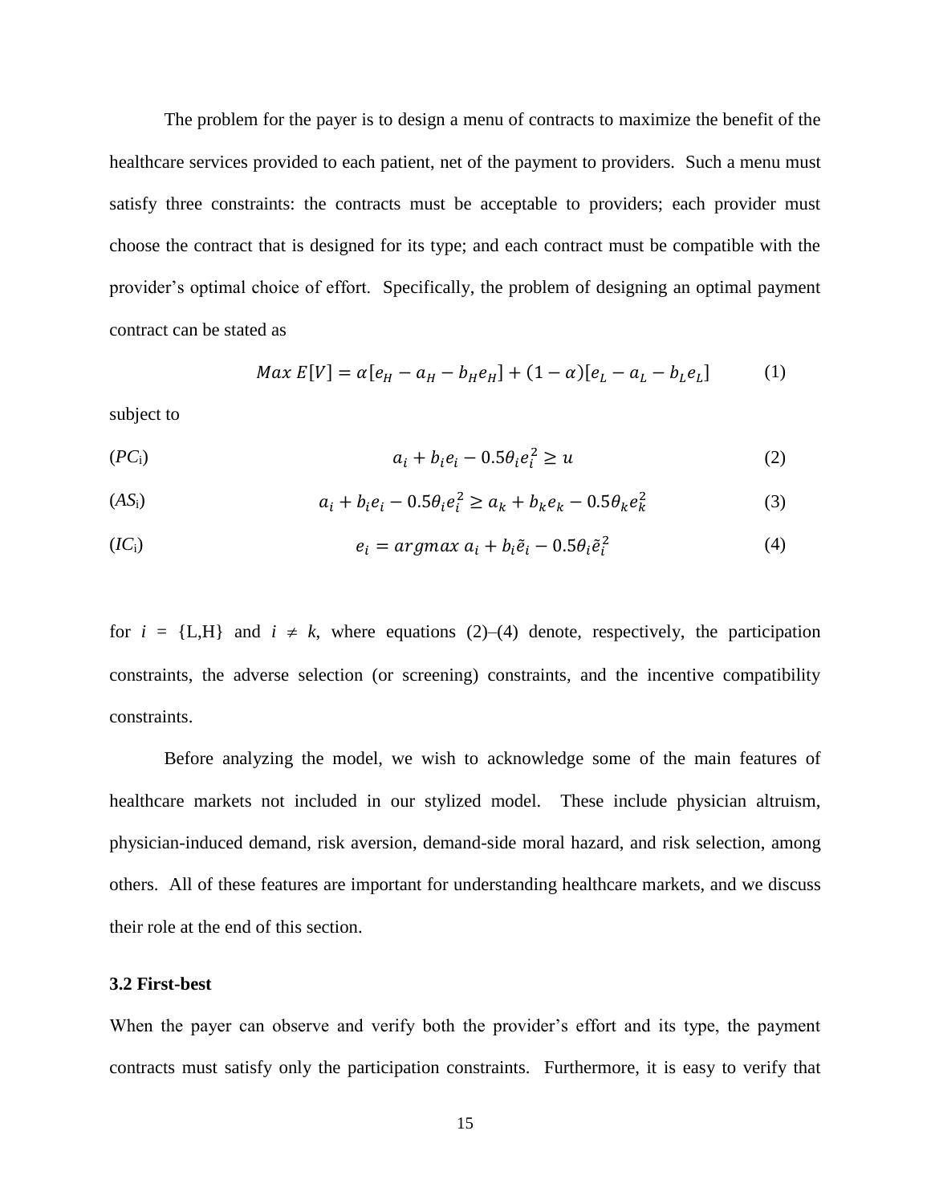The problem for the payer is to design a menu of contracts to maximize the benefit of the healthcare services provided to each patient, net of the payment to providers. Such a menu must satisfy three constraints: the contracts must be acceptable to providers; each provider must choose the contract that is designed for its type; and each contract must be compatible with the provider's optimal choice of effort. Specifically, the problem of designing an optimal payment contract can be stated as

$$Max\ E[V] = \alpha[e_H - a_H - b_H e_H] + (1-\alpha)[e_L - a_L - b_L e_L] \tag{1}$$

subject to

$$(PC_i) \qquad a_i + b_i e_i - 0.5\theta_i e_i^2 \geq u \tag{2}$$

$$(AS_i) \qquad a_i + b_i e_i - 0.5\theta_i e_i^2 \geq a_k + b_k e_k - 0.5\theta_k e_k^2 \tag{3}$$

$$(IC_i) \qquad e_i = argmax\ a_i + b_i \tilde{e}_i - 0.5\theta_i \tilde{e}_i^2 \tag{4}$$

for $i$ = {L,H} and $i \neq k$, where equations (2)–(4) denote, respectively, the participation constraints, the adverse selection (or screening) constraints, and the incentive compatibility constraints.

Before analyzing the model, we wish to acknowledge some of the main features of healthcare markets not included in our stylized model. These include physician altruism, physician-induced demand, risk aversion, demand-side moral hazard, and risk selection, among others. All of these features are important for understanding healthcare markets, and we discuss their role at the end of this section.

### 3.2 First-best

When the payer can observe and verify both the provider's effort and its type, the payment contracts must satisfy only the participation constraints. Furthermore, it is easy to verify that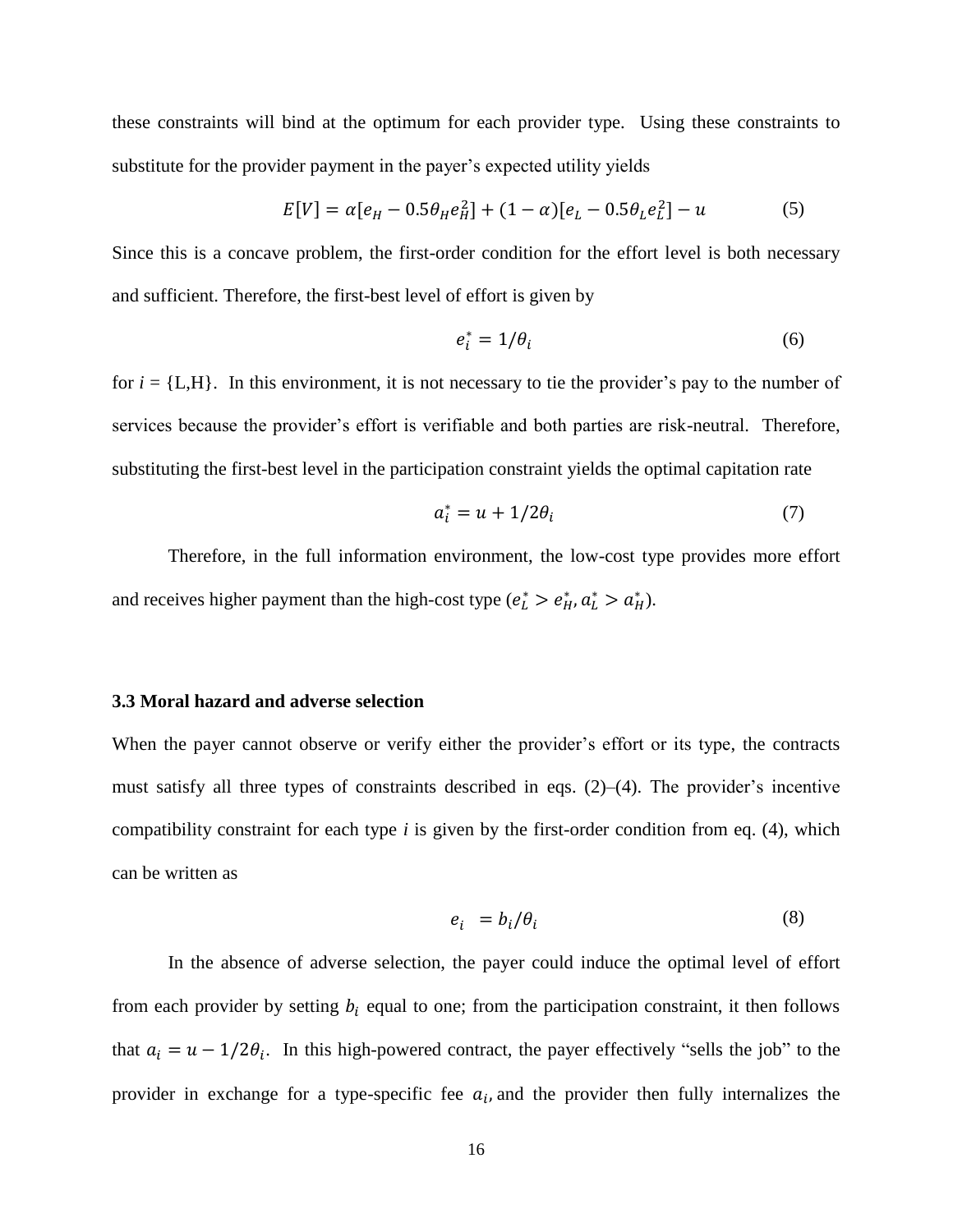these constraints will bind at the optimum for each provider type. Using these constraints to substitute for the provider payment in the payer's expected utility yields

$$E[V] = \alpha[e_H - 0.5\theta_H e_H^2] + (1-\alpha)[e_L - 0.5\theta_L e_L^2] - u \tag{5}$$

Since this is a concave problem, the first-order condition for the effort level is both necessary and sufficient. Therefore, the first-best level of effort is given by

$$e_i^* = 1/\theta_i \tag{6}$$

for $i$ = {L,H}. In this environment, it is not necessary to tie the provider's pay to the number of services because the provider's effort is verifiable and both parties are risk-neutral. Therefore, substituting the first-best level in the participation constraint yields the optimal capitation rate

$$a_i^* = u + 1/2\theta_i \tag{7}$$

Therefore, in the full information environment, the low-cost type provides more effort and receives higher payment than the high-cost type ($e_L^* > e_H^*, a_L^* > a_H^*$).

### 3.3 Moral hazard and adverse selection

When the payer cannot observe or verify either the provider's effort or its type, the contracts must satisfy all three types of constraints described in eqs. (2)–(4). The provider's incentive compatibility constraint for each type *i* is given by the first-order condition from eq. (4), which can be written as

$$e_i = b_i/\theta_i \tag{8}$$

In the absence of adverse selection, the payer could induce the optimal level of effort from each provider by setting $b_i$ equal to one; from the participation constraint, it then follows that $a_i = u - 1/2\theta_i$. In this high-powered contract, the payer effectively "sells the job" to the provider in exchange for a type-specific fee $a_i$, and the provider then fully internalizes the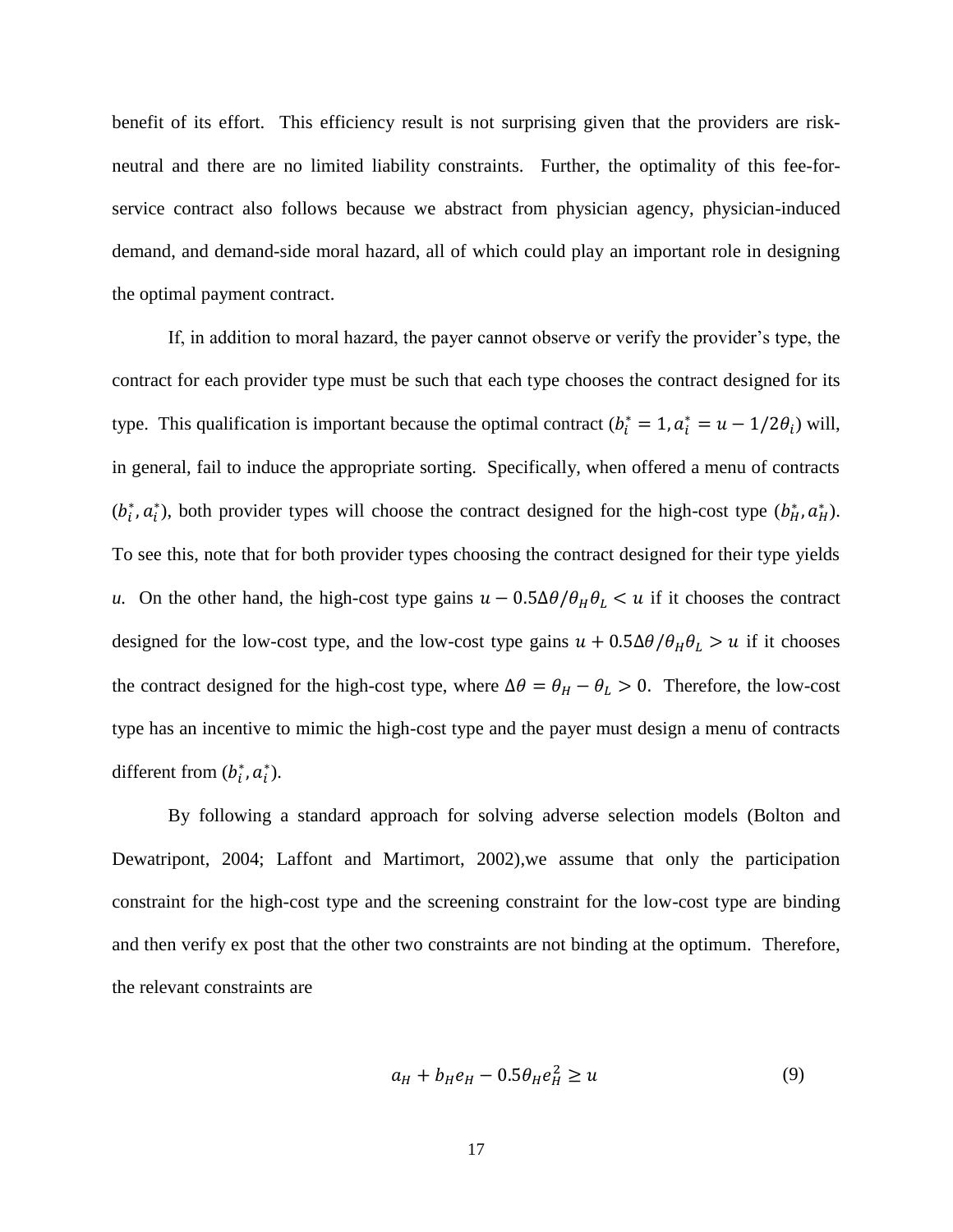benefit of its effort. This efficiency result is not surprising given that the providers are risk-neutral and there are no limited liability constraints. Further, the optimality of this fee-for-service contract also follows because we abstract from physician agency, physician-induced demand, and demand-side moral hazard, all of which could play an important role in designing the optimal payment contract.

If, in addition to moral hazard, the payer cannot observe or verify the provider's type, the contract for each provider type must be such that each type chooses the contract designed for its type. This qualification is important because the optimal contract ($b_i^* = 1, a_i^* = u - 1/2\theta_i$) will, in general, fail to induce the appropriate sorting. Specifically, when offered a menu of contracts ($b_i^*, a_i^*$), both provider types will choose the contract designed for the high-cost type ($b_H^*, a_H^*$). To see this, note that for both provider types choosing the contract designed for their type yields $u$. On the other hand, the high-cost type gains $u - 0.5\Delta\theta/\theta_H\theta_L < u$ if it chooses the contract designed for the low-cost type, and the low-cost type gains $u + 0.5\Delta\theta/\theta_H\theta_L > u$ if it chooses the contract designed for the high-cost type, where $\Delta\theta = \theta_H - \theta_L > 0$. Therefore, the low-cost type has an incentive to mimic the high-cost type and the payer must design a menu of contracts different from ($b_i^*, a_i^*$).

By following a standard approach for solving adverse selection models (Bolton and Dewatripont, 2004; Laffont and Martimort, 2002),we assume that only the participation constraint for the high-cost type and the screening constraint for the low-cost type are binding and then verify ex post that the other two constraints are not binding at the optimum. Therefore, the relevant constraints are

$$a_H + b_H e_H - 0.5\theta_H e_H^2 \geq u \tag{9}$$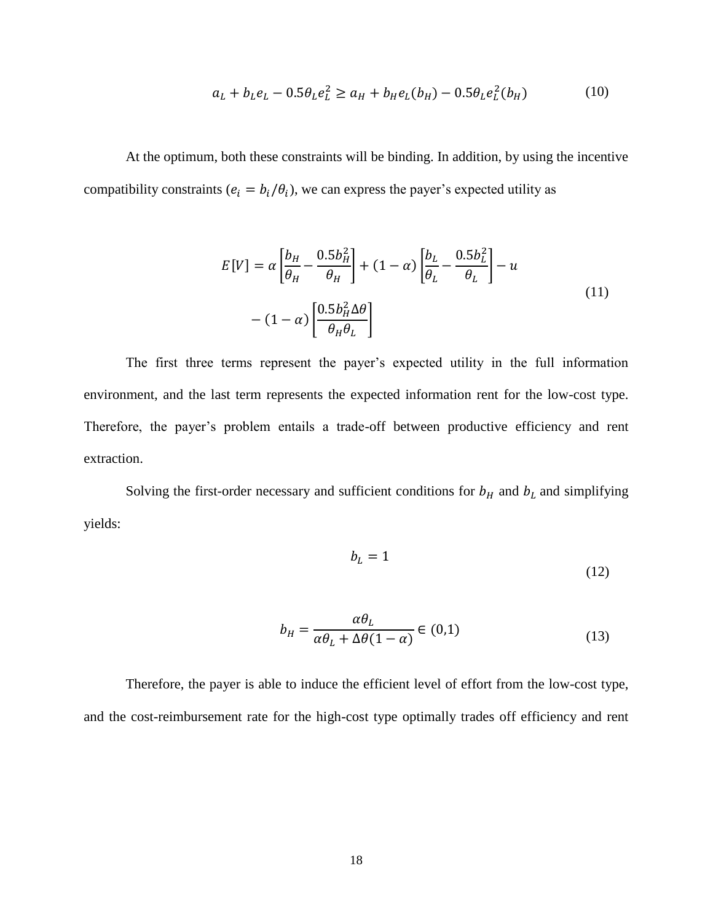$$a_L + b_L e_L - 0.5\theta_L e_L^2 \geq a_H + b_H e_L(b_H) - 0.5\theta_L e_L^2(b_H) \tag{10}$$

At the optimum, both these constraints will be binding. In addition, by using the incentive compatibility constraints ($e_i = b_i/\theta_i$), we can express the payer's expected utility as

$$E[V] = \alpha \left[ \frac{b_H}{\theta_H} - \frac{0.5 b_H^2}{\theta_H} \right] + (1 - \alpha) \left[ \frac{b_L}{\theta_L} - \frac{0.5 b_L^2}{\theta_L} \right] - u - (1 - \alpha) \left[ \frac{0.5 b_H^2 \Delta\theta}{\theta_H \theta_L} \right] \tag{11}$$

The first three terms represent the payer's expected utility in the full information environment, and the last term represents the expected information rent for the low-cost type. Therefore, the payer's problem entails a trade-off between productive efficiency and rent extraction.

Solving the first-order necessary and sufficient conditions for $b_H$ and $b_L$ and simplifying yields:

$$b_L = 1 \tag{12}$$

$$b_H = \frac{\alpha \theta_L}{\alpha \theta_L + \Delta\theta (1 - \alpha)} \in (0,1) \tag{13}$$

Therefore, the payer is able to induce the efficient level of effort from the low-cost type, and the cost-reimbursement rate for the high-cost type optimally trades off efficiency and rent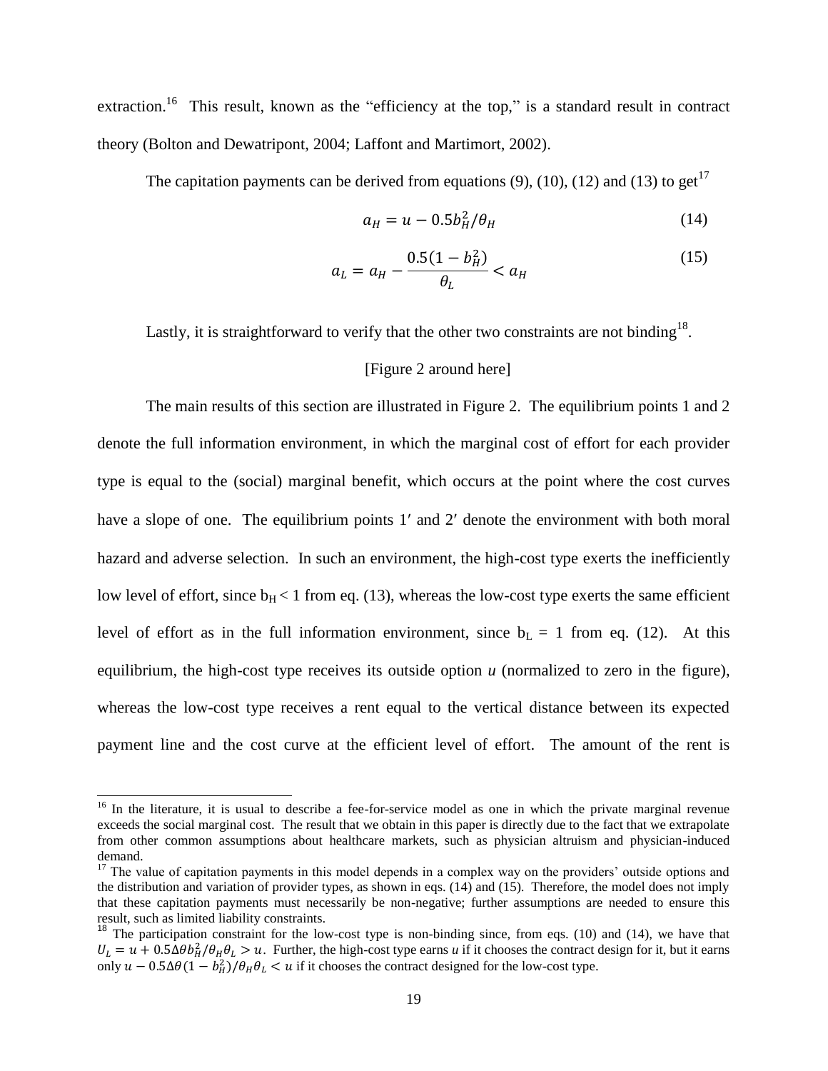extraction.[16] This result, known as the "efficiency at the top," is a standard result in contract theory (Bolton and Dewatripont, 2004; Laffont and Martimort, 2002).

The capitation payments can be derived from equations (9), (10), (12) and (13) to get[17]

$$a_H = u - 0.5b_H^2/\theta_H \tag{14}$$

$$a_L = a_H - \frac{0.5(1 - b_H^2)}{\theta_L} < a_H \tag{15}$$

Lastly, it is straightforward to verify that the other two constraints are not binding[18].

[Figure 2 around here]

The main results of this section are illustrated in Figure 2. The equilibrium points 1 and 2 denote the full information environment, in which the marginal cost of effort for each provider type is equal to the (social) marginal benefit, which occurs at the point where the cost curves have a slope of one. The equilibrium points 1′ and 2′ denote the environment with both moral hazard and adverse selection. In such an environment, the high-cost type exerts the inefficiently low level of effort, since $b_H < 1$ from eq. (13), whereas the low-cost type exerts the same efficient level of effort as in the full information environment, since $b_L = 1$ from eq. (12). At this equilibrium, the high-cost type receives its outside option $u$ (normalized to zero in the figure), whereas the low-cost type receives a rent equal to the vertical distance between its expected payment line and the cost curve at the efficient level of effort. The amount of the rent is

---

[16] In the literature, it is usual to describe a fee-for-service model as one in which the private marginal revenue exceeds the social marginal cost. The result that we obtain in this paper is directly due to the fact that we extrapolate from other common assumptions about healthcare markets, such as physician altruism and physician-induced demand.

[17] The value of capitation payments in this model depends in a complex way on the providers' outside options and the distribution and variation of provider types, as shown in eqs. (14) and (15). Therefore, the model does not imply that these capitation payments must necessarily be non-negative; further assumptions are needed to ensure this result, such as limited liability constraints.

[18] The participation constraint for the low-cost type is non-binding since, from eqs. (10) and (14), we have that $U_L = u + 0.5\Delta\theta b_H^2/\theta_H\theta_L > u$. Further, the high-cost type earns $u$ if it chooses the contract design for it, but it earns only $u - 0.5\Delta\theta(1 - b_H^2)/\theta_H\theta_L < u$ if it chooses the contract designed for the low-cost type.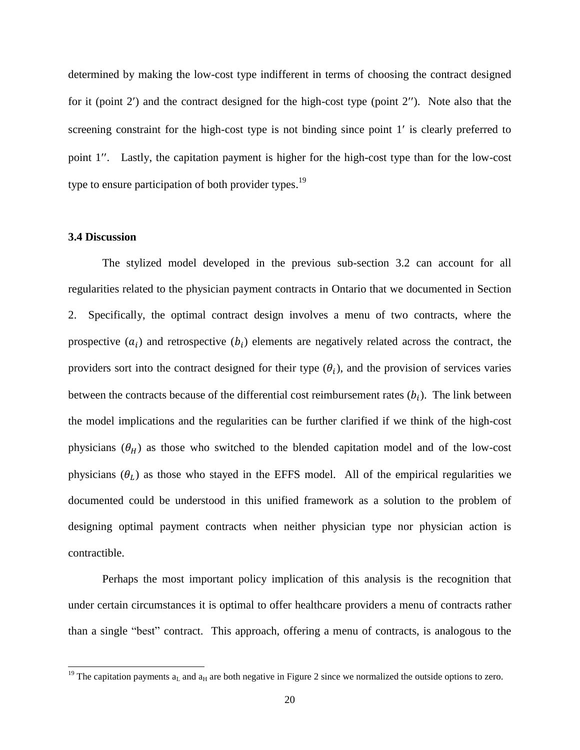determined by making the low-cost type indifferent in terms of choosing the contract designed for it (point 2′) and the contract designed for the high-cost type (point 2′′). Note also that the screening constraint for the high-cost type is not binding since point 1′ is clearly preferred to point 1′′. Lastly, the capitation payment is higher for the high-cost type than for the low-cost type to ensure participation of both provider types.[19]

### 3.4 Discussion

The stylized model developed in the previous sub-section 3.2 can account for all regularities related to the physician payment contracts in Ontario that we documented in Section 2. Specifically, the optimal contract design involves a menu of two contracts, where the prospective ($a_i$) and retrospective ($b_i$) elements are negatively related across the contract, the providers sort into the contract designed for their type ($\theta_i$), and the provision of services varies between the contracts because of the differential cost reimbursement rates ($b_i$). The link between the model implications and the regularities can be further clarified if we think of the high-cost physicians ($\theta_H$) as those who switched to the blended capitation model and of the low-cost physicians ($\theta_L$) as those who stayed in the EFFS model. All of the empirical regularities we documented could be understood in this unified framework as a solution to the problem of designing optimal payment contracts when neither physician type nor physician action is contractible.

Perhaps the most important policy implication of this analysis is the recognition that under certain circumstances it is optimal to offer healthcare providers a menu of contracts rather than a single "best" contract. This approach, offering a menu of contracts, is analogous to the

[19] The capitation payments $a_L$ and $a_H$ are both negative in Figure 2 since we normalized the outside options to zero.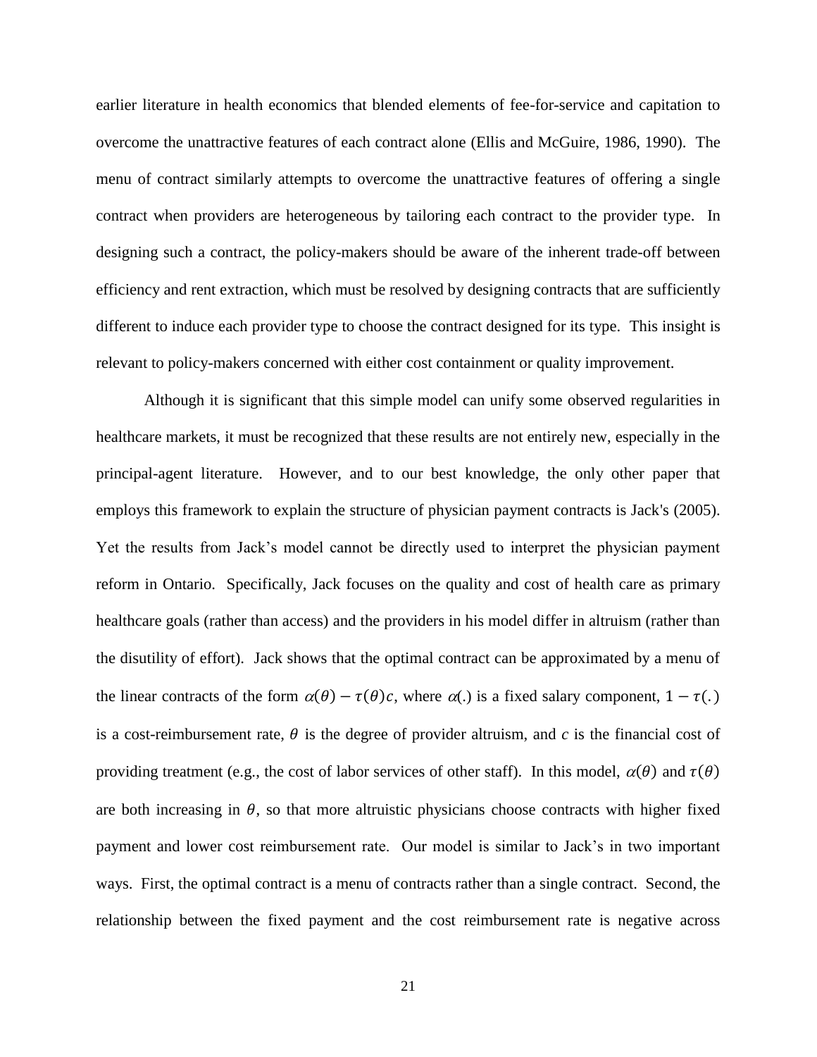earlier literature in health economics that blended elements of fee-for-service and capitation to overcome the unattractive features of each contract alone (Ellis and McGuire, 1986, 1990). The menu of contract similarly attempts to overcome the unattractive features of offering a single contract when providers are heterogeneous by tailoring each contract to the provider type. In designing such a contract, the policy-makers should be aware of the inherent trade-off between efficiency and rent extraction, which must be resolved by designing contracts that are sufficiently different to induce each provider type to choose the contract designed for its type. This insight is relevant to policy-makers concerned with either cost containment or quality improvement.

Although it is significant that this simple model can unify some observed regularities in healthcare markets, it must be recognized that these results are not entirely new, especially in the principal-agent literature. However, and to our best knowledge, the only other paper that employs this framework to explain the structure of physician payment contracts is Jack's (2005). Yet the results from Jack's model cannot be directly used to interpret the physician payment reform in Ontario. Specifically, Jack focuses on the quality and cost of health care as primary healthcare goals (rather than access) and the providers in his model differ in altruism (rather than the disutility of effort). Jack shows that the optimal contract can be approximated by a menu of the linear contracts of the form $\alpha(\theta) - \tau(\theta)c$, where $\alpha(.)$ is a fixed salary component, $1 - \tau(.)$ is a cost-reimbursement rate, $\theta$ is the degree of provider altruism, and $c$ is the financial cost of providing treatment (e.g., the cost of labor services of other staff). In this model, $\alpha(\theta)$ and $\tau(\theta)$ are both increasing in $\theta$, so that more altruistic physicians choose contracts with higher fixed payment and lower cost reimbursement rate. Our model is similar to Jack's in two important ways. First, the optimal contract is a menu of contracts rather than a single contract. Second, the relationship between the fixed payment and the cost reimbursement rate is negative across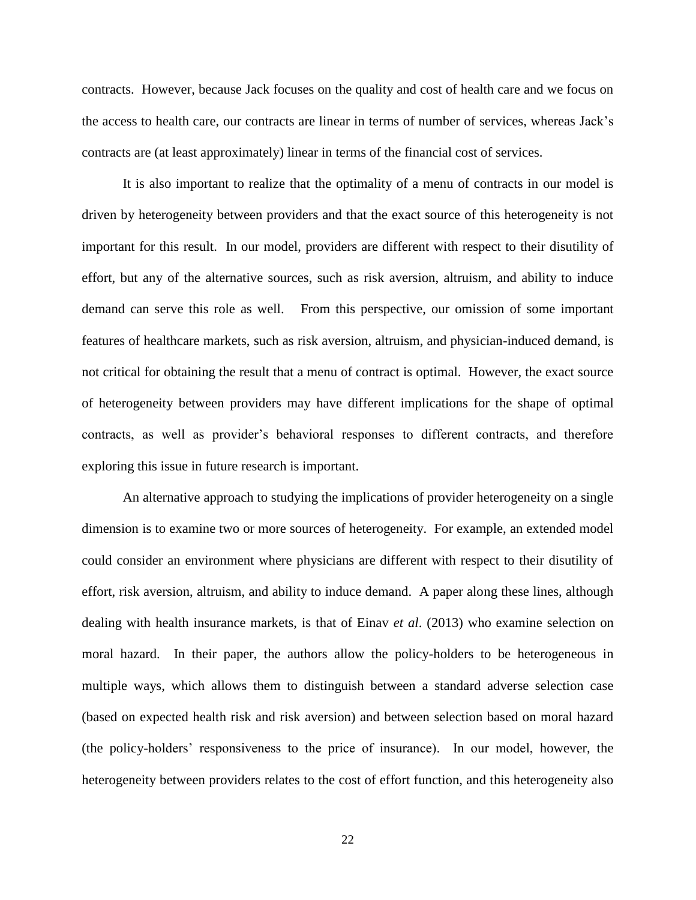contracts. However, because Jack focuses on the quality and cost of health care and we focus on the access to health care, our contracts are linear in terms of number of services, whereas Jack's contracts are (at least approximately) linear in terms of the financial cost of services.

It is also important to realize that the optimality of a menu of contracts in our model is driven by heterogeneity between providers and that the exact source of this heterogeneity is not important for this result. In our model, providers are different with respect to their disutility of effort, but any of the alternative sources, such as risk aversion, altruism, and ability to induce demand can serve this role as well. From this perspective, our omission of some important features of healthcare markets, such as risk aversion, altruism, and physician-induced demand, is not critical for obtaining the result that a menu of contract is optimal. However, the exact source of heterogeneity between providers may have different implications for the shape of optimal contracts, as well as provider's behavioral responses to different contracts, and therefore exploring this issue in future research is important.

An alternative approach to studying the implications of provider heterogeneity on a single dimension is to examine two or more sources of heterogeneity. For example, an extended model could consider an environment where physicians are different with respect to their disutility of effort, risk aversion, altruism, and ability to induce demand. A paper along these lines, although dealing with health insurance markets, is that of Einav *et al*. (2013) who examine selection on moral hazard. In their paper, the authors allow the policy-holders to be heterogeneous in multiple ways, which allows them to distinguish between a standard adverse selection case (based on expected health risk and risk aversion) and between selection based on moral hazard (the policy-holders' responsiveness to the price of insurance). In our model, however, the heterogeneity between providers relates to the cost of effort function, and this heterogeneity also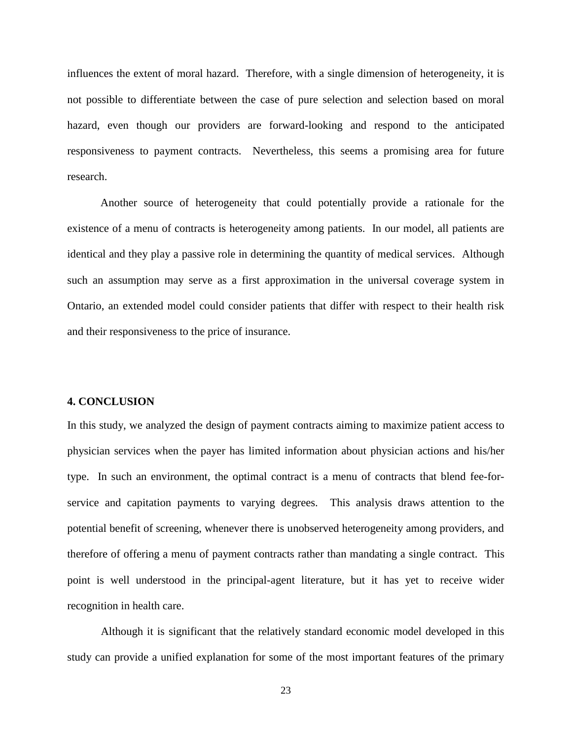influences the extent of moral hazard. Therefore, with a single dimension of heterogeneity, it is not possible to differentiate between the case of pure selection and selection based on moral hazard, even though our providers are forward-looking and respond to the anticipated responsiveness to payment contracts. Nevertheless, this seems a promising area for future research.

Another source of heterogeneity that could potentially provide a rationale for the existence of a menu of contracts is heterogeneity among patients. In our model, all patients are identical and they play a passive role in determining the quantity of medical services. Although such an assumption may serve as a first approximation in the universal coverage system in Ontario, an extended model could consider patients that differ with respect to their health risk and their responsiveness to the price of insurance.

## 4. CONCLUSION

In this study, we analyzed the design of payment contracts aiming to maximize patient access to physician services when the payer has limited information about physician actions and his/her type. In such an environment, the optimal contract is a menu of contracts that blend fee-for-service and capitation payments to varying degrees. This analysis draws attention to the potential benefit of screening, whenever there is unobserved heterogeneity among providers, and therefore of offering a menu of payment contracts rather than mandating a single contract. This point is well understood in the principal-agent literature, but it has yet to receive wider recognition in health care.

Although it is significant that the relatively standard economic model developed in this study can provide a unified explanation for some of the most important features of the primary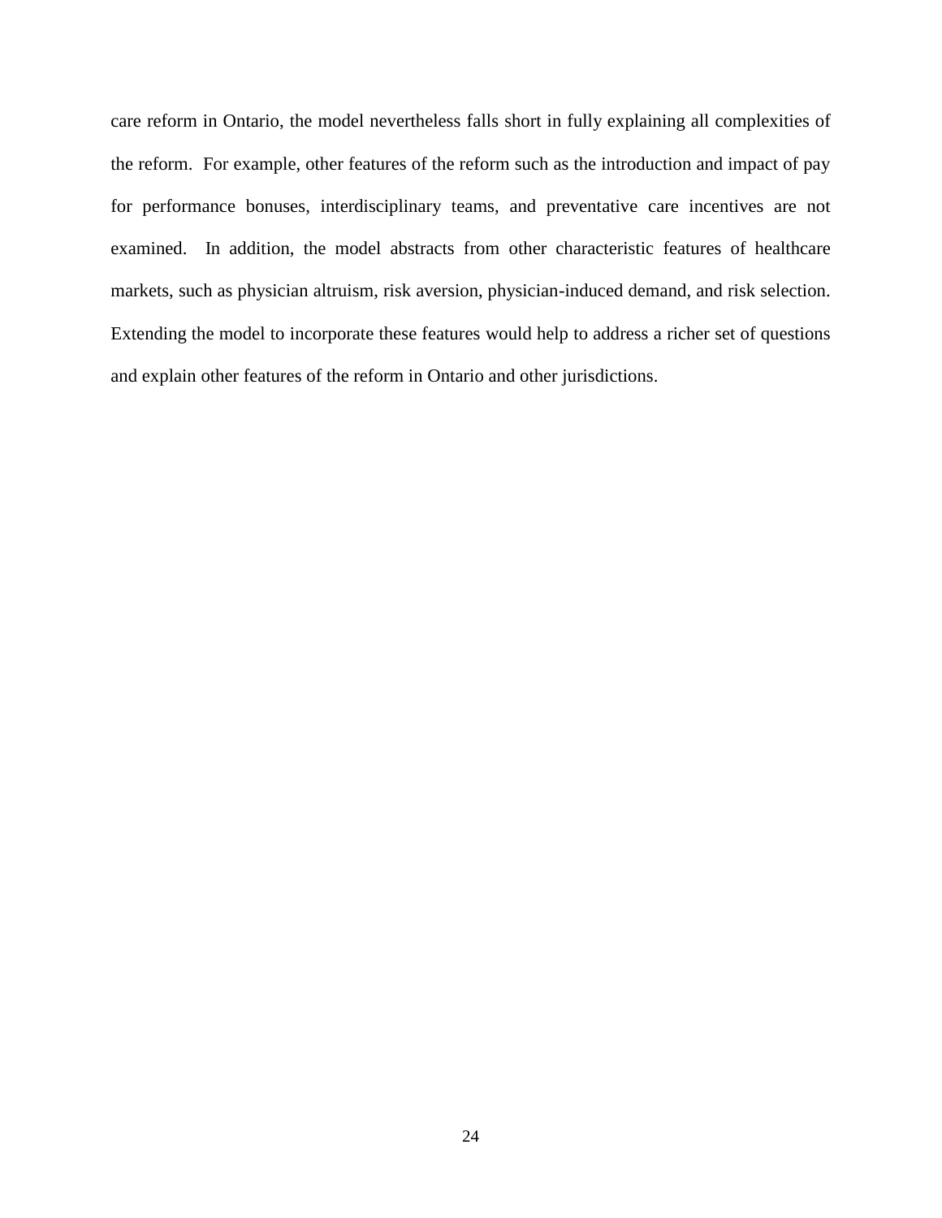care reform in Ontario, the model nevertheless falls short in fully explaining all complexities of the reform. For example, other features of the reform such as the introduction and impact of pay for performance bonuses, interdisciplinary teams, and preventative care incentives are not examined. In addition, the model abstracts from other characteristic features of healthcare markets, such as physician altruism, risk aversion, physician-induced demand, and risk selection. Extending the model to incorporate these features would help to address a richer set of questions and explain other features of the reform in Ontario and other jurisdictions.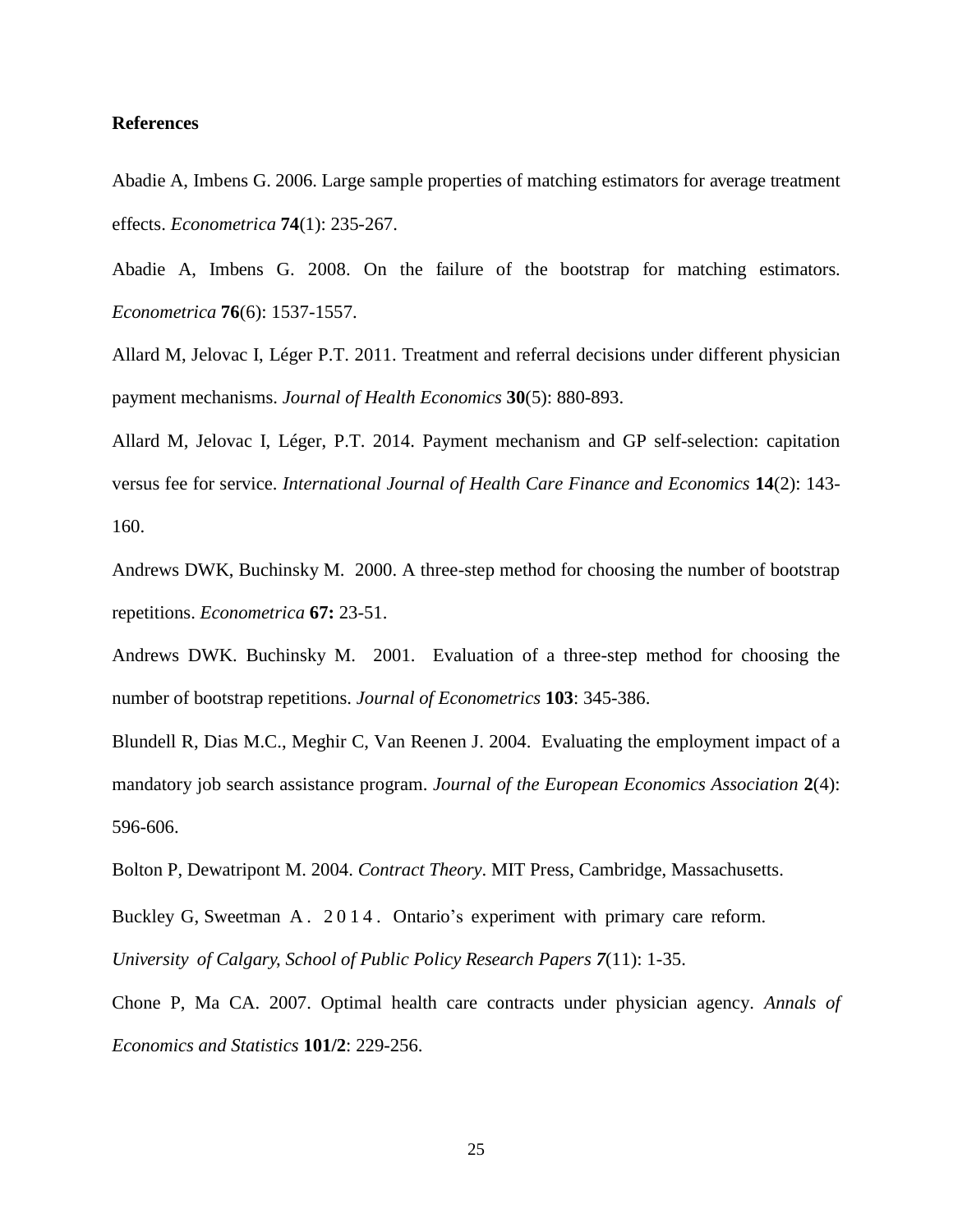**References**

Abadie A, Imbens G. 2006. Large sample properties of matching estimators for average treatment effects. *Econometrica* **74**(1): 235-267.

Abadie A, Imbens G. 2008. On the failure of the bootstrap for matching estimators. *Econometrica* **76**(6): 1537-1557.

Allard M, Jelovac I, Léger P.T. 2011. Treatment and referral decisions under different physician payment mechanisms. *Journal of Health Economics* **30**(5): 880-893.

Allard M, Jelovac I, Léger, P.T. 2014. Payment mechanism and GP self-selection: capitation versus fee for service. *International Journal of Health Care Finance and Economics* **14**(2): 143-160.

Andrews DWK, Buchinsky M. 2000. A three-step method for choosing the number of bootstrap repetitions. *Econometrica* **67:** 23-51.

Andrews DWK. Buchinsky M. 2001. Evaluation of a three-step method for choosing the number of bootstrap repetitions. *Journal of Econometrics* **103**: 345-386.

Blundell R, Dias M.C., Meghir C, Van Reenen J. 2004. Evaluating the employment impact of a mandatory job search assistance program. *Journal of the European Economics Association* **2**(4): 596-606.

Bolton P, Dewatripont M. 2004. *Contract Theory*. MIT Press, Cambridge, Massachusetts.

Buckley G, Sweetman A. 2014. Ontario's experiment with primary care reform. *University of Calgary, School of Public Policy Research Papers* ***7***(11): 1-35.

Chone P, Ma CA. 2007. Optimal health care contracts under physician agency. *Annals of Economics and Statistics* **101/2**: 229-256.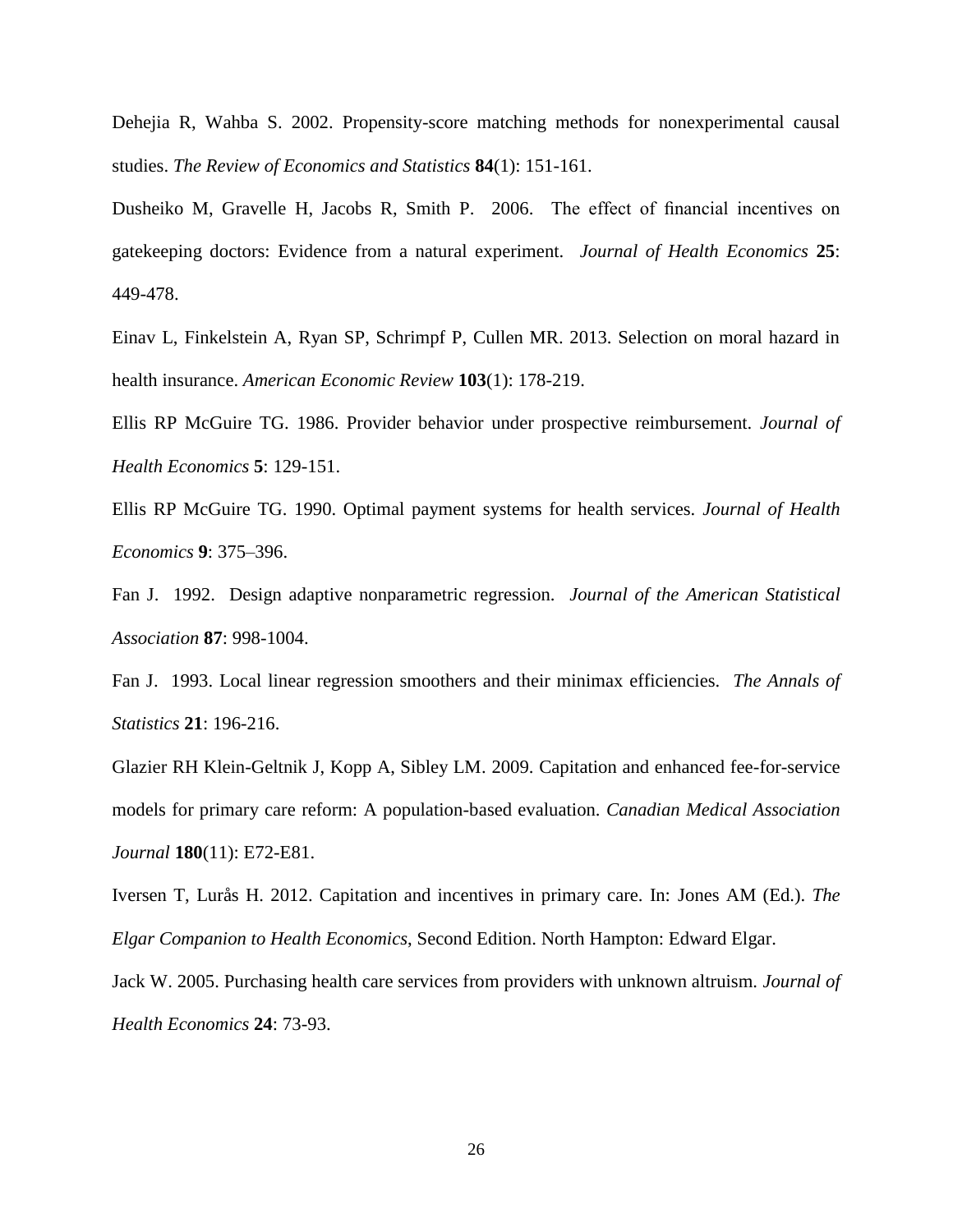Dehejia R, Wahba S. 2002. Propensity-score matching methods for nonexperimental causal studies. *The Review of Economics and Statistics* **84**(1): 151-161.

Dusheiko M, Gravelle H, Jacobs R, Smith P. 2006. The effect of financial incentives on gatekeeping doctors: Evidence from a natural experiment. *Journal of Health Economics* **25**: 449-478.

Einav L, Finkelstein A, Ryan SP, Schrimpf P, Cullen MR. 2013. Selection on moral hazard in health insurance. *American Economic Review* **103**(1): 178-219.

Ellis RP McGuire TG. 1986. Provider behavior under prospective reimbursement. *Journal of Health Economics* **5**: 129-151.

Ellis RP McGuire TG. 1990. Optimal payment systems for health services. *Journal of Health Economics* **9**: 375–396.

Fan J. 1992. Design adaptive nonparametric regression. *Journal of the American Statistical Association* **87**: 998-1004.

Fan J. 1993. Local linear regression smoothers and their minimax efficiencies. *The Annals of Statistics* **21**: 196-216.

Glazier RH Klein-Geltnik J, Kopp A, Sibley LM. 2009. Capitation and enhanced fee-for-service models for primary care reform: A population-based evaluation. *Canadian Medical Association Journal* **180**(11): E72-E81.

Iversen T, Lurås H. 2012. Capitation and incentives in primary care. In: Jones AM (Ed.). *The Elgar Companion to Health Economics*, Second Edition. North Hampton: Edward Elgar.

Jack W. 2005. Purchasing health care services from providers with unknown altruism. *Journal of Health Economics* **24**: 73-93.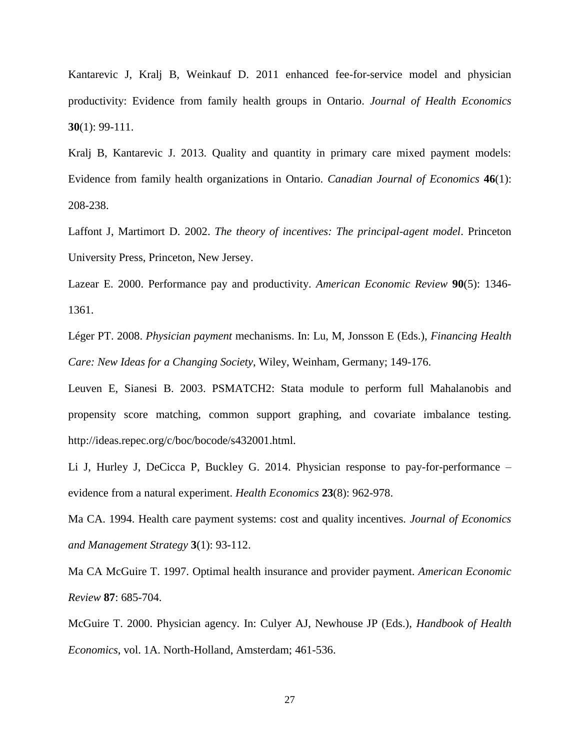Kantarevic J, Kralj B, Weinkauf D. 2011 enhanced fee-for-service model and physician productivity: Evidence from family health groups in Ontario. *Journal of Health Economics* **30**(1): 99-111.

Kralj B, Kantarevic J. 2013. Quality and quantity in primary care mixed payment models: Evidence from family health organizations in Ontario. *Canadian Journal of Economics* **46**(1): 208-238.

Laffont J, Martimort D. 2002. *The theory of incentives: The principal-agent model*. Princeton University Press, Princeton, New Jersey.

Lazear E. 2000. Performance pay and productivity. *American Economic Review* **90**(5): 1346-1361.

Léger PT. 2008. *Physician payment* mechanisms. In: Lu, M, Jonsson E (Eds.), *Financing Health Care: New Ideas for a Changing Society*, Wiley, Weinham, Germany; 149-176.

Leuven E, Sianesi B. 2003. PSMATCH2: Stata module to perform full Mahalanobis and propensity score matching, common support graphing, and covariate imbalance testing. http://ideas.repec.org/c/boc/bocode/s432001.html.

Li J, Hurley J, DeCicca P, Buckley G. 2014. Physician response to pay-for-performance – evidence from a natural experiment. *Health Economics* **23**(8): 962-978.

Ma CA. 1994. Health care payment systems: cost and quality incentives. *Journal of Economics and Management Strategy* **3**(1): 93-112.

Ma CA McGuire T. 1997. Optimal health insurance and provider payment. *American Economic Review* **87**: 685-704.

McGuire T. 2000. Physician agency. In: Culyer AJ, Newhouse JP (Eds.), *Handbook of Health Economics*, vol. 1A. North-Holland, Amsterdam; 461-536.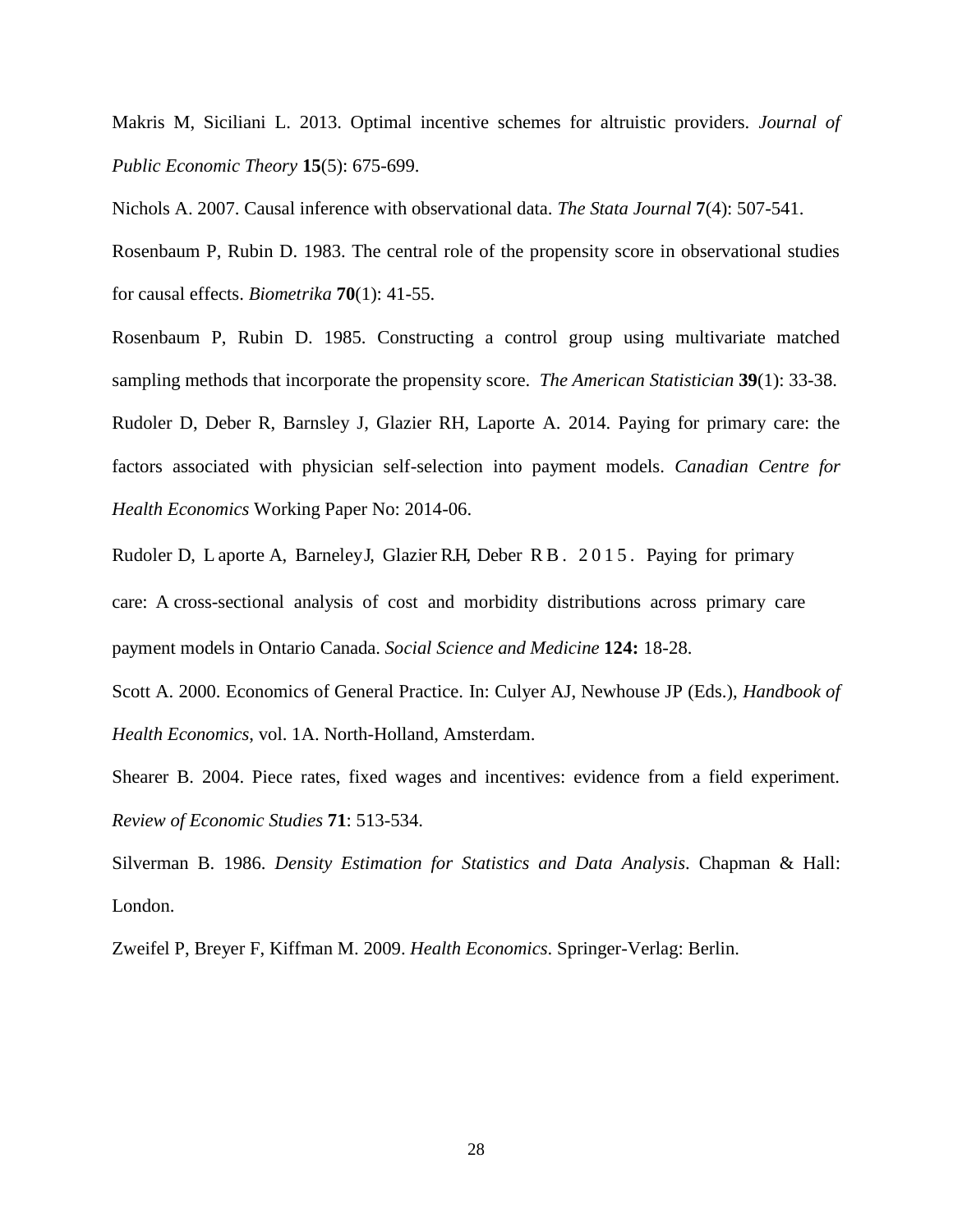Makris M, Siciliani L. 2013. Optimal incentive schemes for altruistic providers. *Journal of Public Economic Theory* **15**(5): 675-699.

Nichols A. 2007. Causal inference with observational data. *The Stata Journal* **7**(4): 507-541.

Rosenbaum P, Rubin D. 1983. The central role of the propensity score in observational studies for causal effects. *Biometrika* **70**(1): 41-55.

Rosenbaum P, Rubin D. 1985. Constructing a control group using multivariate matched sampling methods that incorporate the propensity score. *The American Statistician* **39**(1): 33-38.

Rudoler D, Deber R, Barnsley J, Glazier RH, Laporte A. 2014. Paying for primary care: the factors associated with physician self-selection into payment models. *Canadian Centre for Health Economics* Working Paper No: 2014-06.

Rudoler D, Laporte A, Barneley J, Glazier RH, Deber RB. 2015. Paying for primary care: A cross-sectional analysis of cost and morbidity distributions across primary care payment models in Ontario Canada. *Social Science and Medicine* **124:** 18-28.

Scott A. 2000. Economics of General Practice. In: Culyer AJ, Newhouse JP (Eds.), *Handbook of Health Economics*, vol. 1A. North-Holland, Amsterdam.

Shearer B. 2004. Piece rates, fixed wages and incentives: evidence from a field experiment. *Review of Economic Studies* **71**: 513-534.

Silverman B. 1986. *Density Estimation for Statistics and Data Analysis*. Chapman & Hall: London.

Zweifel P, Breyer F, Kiffman M. 2009. *Health Economics*. Springer-Verlag: Berlin.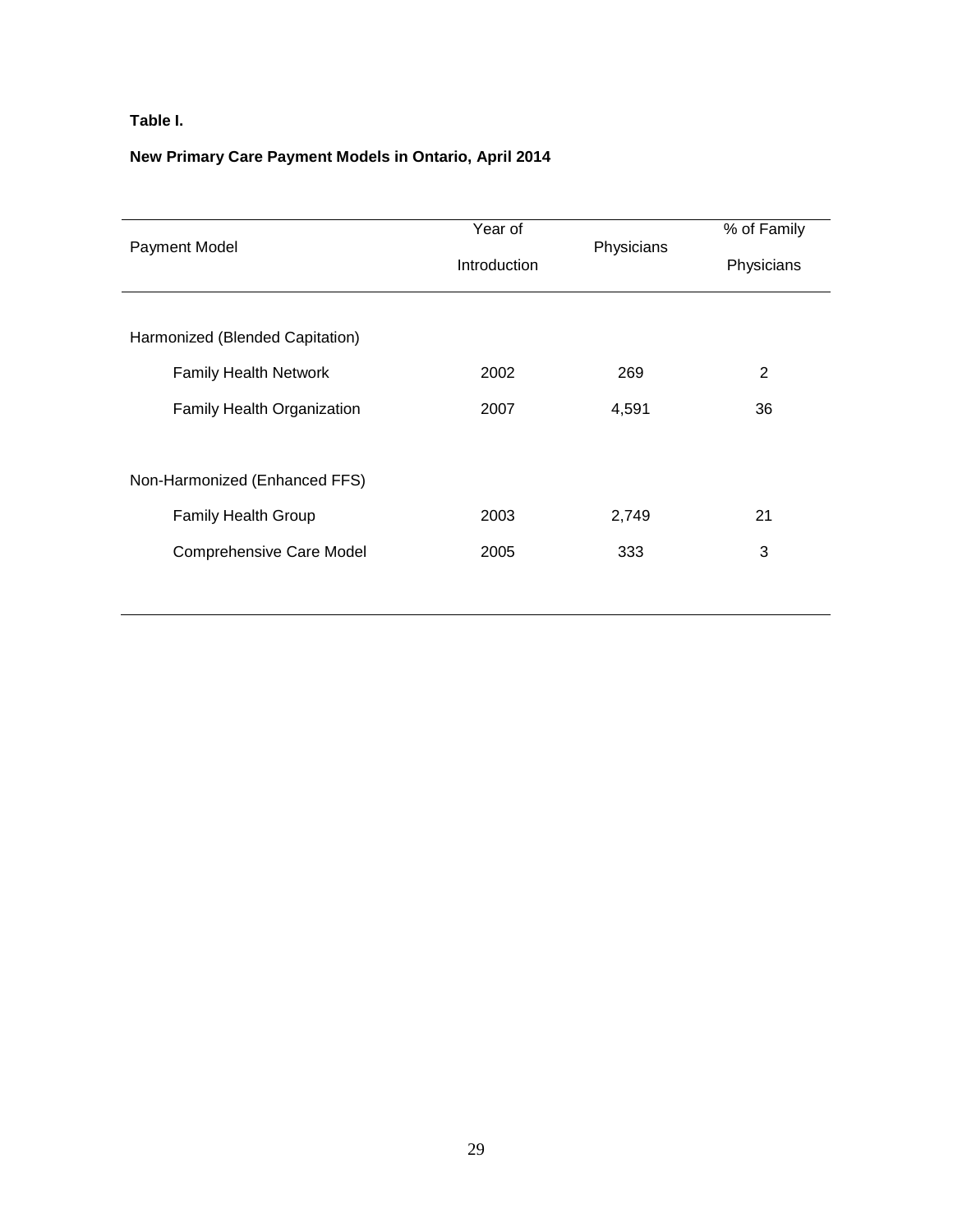**Table I.**

**New Primary Care Payment Models in Ontario, April 2014**

| Payment Model | Year of Introduction | Physicians | % of Family Physicians |
|---|---|---|---|
| Harmonized (Blended Capitation) | | | |
| Family Health Network | 2002 | 269 | 2 |
| Family Health Organization | 2007 | 4,591 | 36 |
| Non-Harmonized (Enhanced FFS) | | | |
| Family Health Group | 2003 | 2,749 | 21 |
| Comprehensive Care Model | 2005 | 333 | 3 |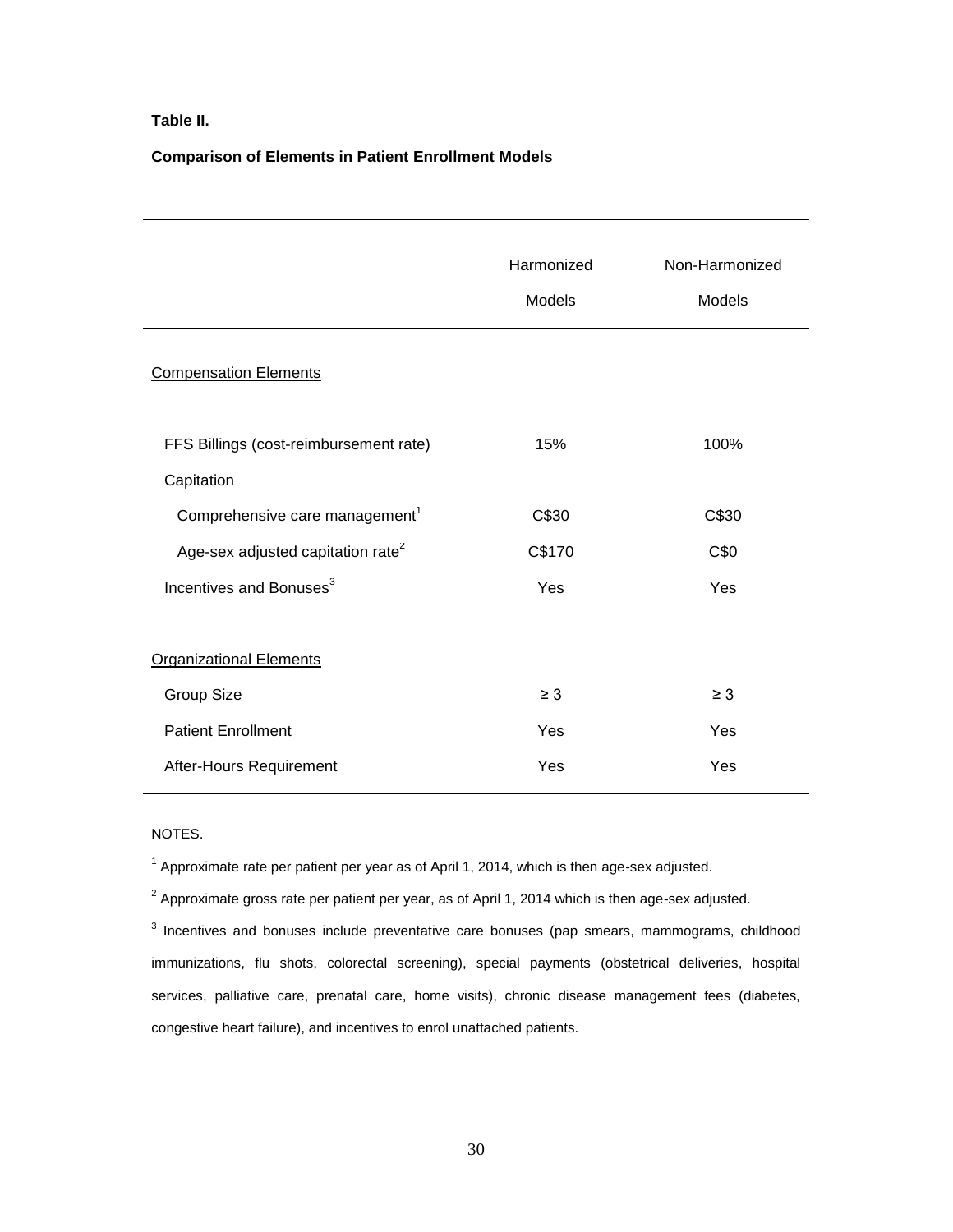**Table II.**

**Comparison of Elements in Patient Enrollment Models**

| | Harmonized Models | Non-Harmonized Models |
|---|---|---|
| Compensation Elements | | |
| FFS Billings (cost-reimbursement rate) | 15% | 100% |
| Capitation | | |
| Comprehensive care management[1] | C$30 | C$30 |
| Age-sex adjusted capitation rate[2] | C$170 | C$0 |
| Incentives and Bonuses[3] | Yes | Yes |
| Organizational Elements | | |
| Group Size | ≥ 3 | ≥ 3 |
| Patient Enrollment | Yes | Yes |
| After-Hours Requirement | Yes | Yes |

NOTES.

[1] Approximate rate per patient per year as of April 1, 2014, which is then age-sex adjusted.

[2] Approximate gross rate per patient per year, as of April 1, 2014 which is then age-sex adjusted.

[3] Incentives and bonuses include preventative care bonuses (pap smears, mammograms, childhood immunizations, flu shots, colorectal screening), special payments (obstetrical deliveries, hospital services, palliative care, prenatal care, home visits), chronic disease management fees (diabetes, congestive heart failure), and incentives to enrol unattached patients.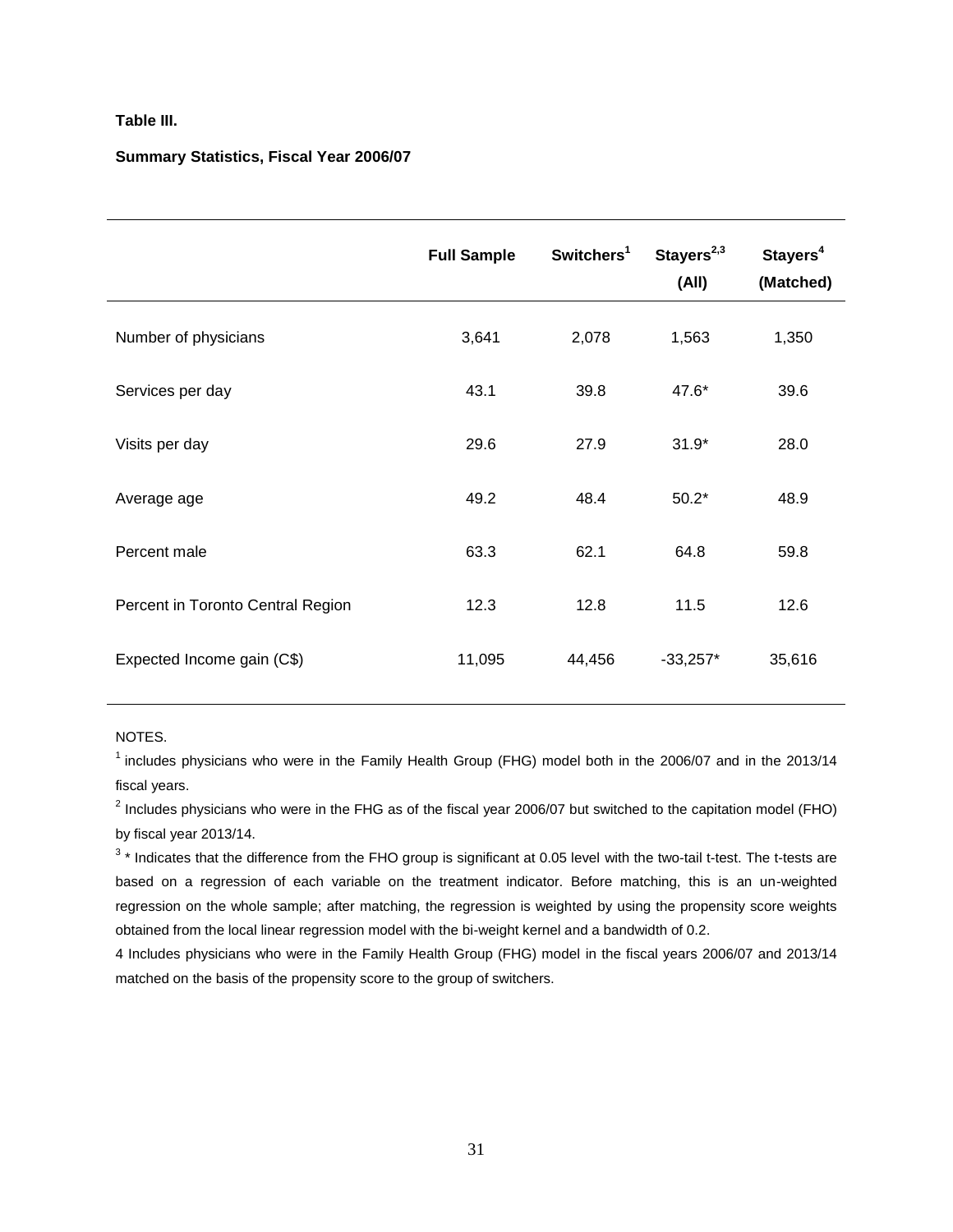**Table III.**

**Summary Statistics, Fiscal Year 2006/07**

| | Full Sample | Switchers[1] | Stayers[2,3] (All) | Stayers[4] (Matched) |
|---|---|---|---|---|
| Number of physicians | 3,641 | 2,078 | 1,563 | 1,350 |
| Services per day | 43.1 | 39.8 | 47.6* | 39.6 |
| Visits per day | 29.6 | 27.9 | 31.9* | 28.0 |
| Average age | 49.2 | 48.4 | 50.2* | 48.9 |
| Percent male | 63.3 | 62.1 | 64.8 | 59.8 |
| Percent in Toronto Central Region | 12.3 | 12.8 | 11.5 | 12.6 |
| Expected Income gain (C$) | 11,095 | 44,456 | -33,257* | 35,616 |

NOTES.

[1] includes physicians who were in the Family Health Group (FHG) model both in the 2006/07 and in the 2013/14 fiscal years.

[2] Includes physicians who were in the FHG as of the fiscal year 2006/07 but switched to the capitation model (FHO) by fiscal year 2013/14.

[3] * Indicates that the difference from the FHO group is significant at 0.05 level with the two-tail t-test. The t-tests are based on a regression of each variable on the treatment indicator. Before matching, this is an un-weighted regression on the whole sample; after matching, the regression is weighted by using the propensity score weights obtained from the local linear regression model with the bi-weight kernel and a bandwidth of 0.2.

4 Includes physicians who were in the Family Health Group (FHG) model in the fiscal years 2006/07 and 2013/14 matched on the basis of the propensity score to the group of switchers.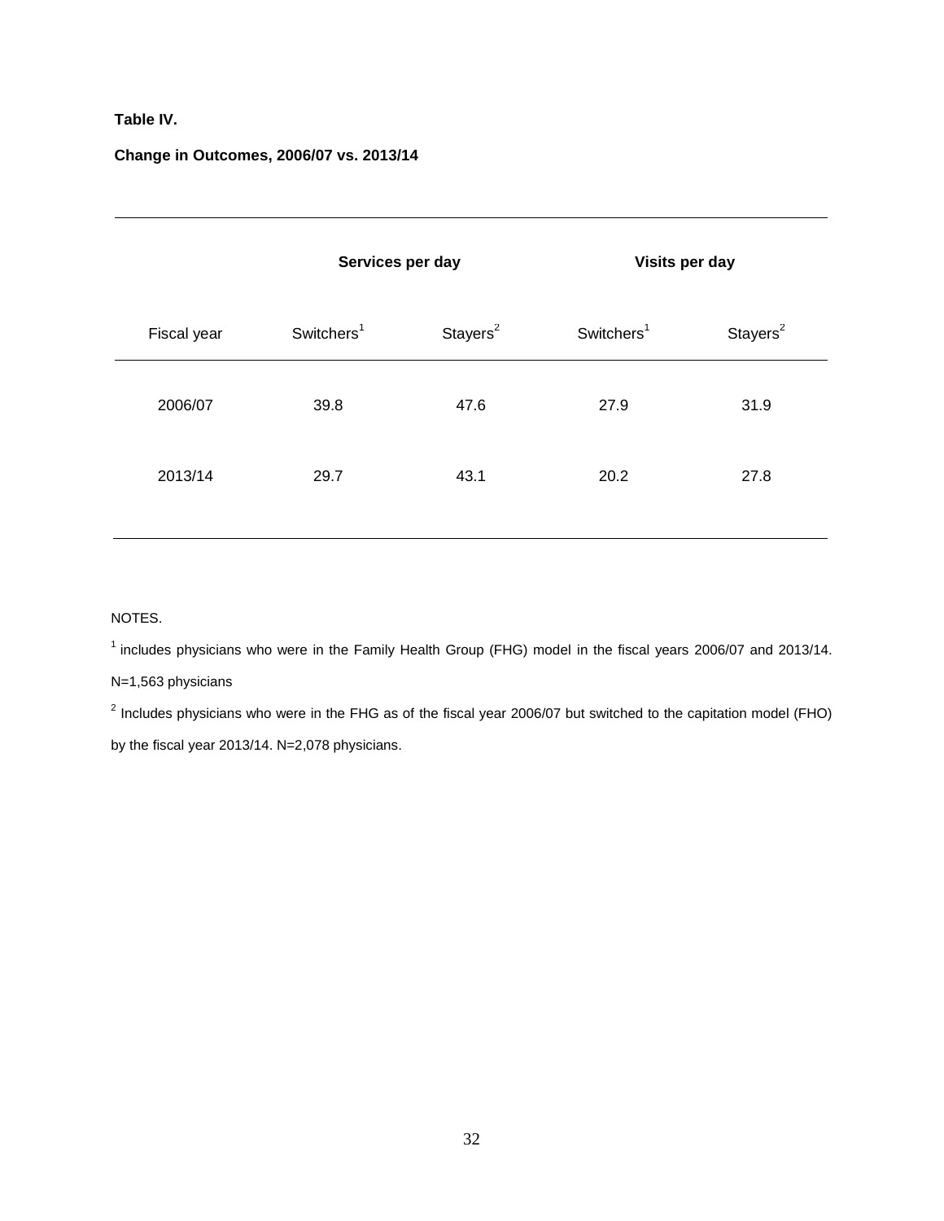**Table IV.**

**Change in Outcomes, 2006/07 vs. 2013/14**

| | Services per day | | Visits per day | |
|---|---|---|---|---|
| Fiscal year | Switchers[1] | Stayers[2] | Switchers[1] | Stayers[2] |
| 2006/07 | 39.8 | 47.6 | 27.9 | 31.9 |
| 2013/14 | 29.7 | 43.1 | 20.2 | 27.8 |

NOTES.

[1] includes physicians who were in the Family Health Group (FHG) model in the fiscal years 2006/07 and 2013/14. N=1,563 physicians

[2] Includes physicians who were in the FHG as of the fiscal year 2006/07 but switched to the capitation model (FHO) by the fiscal year 2013/14. N=2,078 physicians.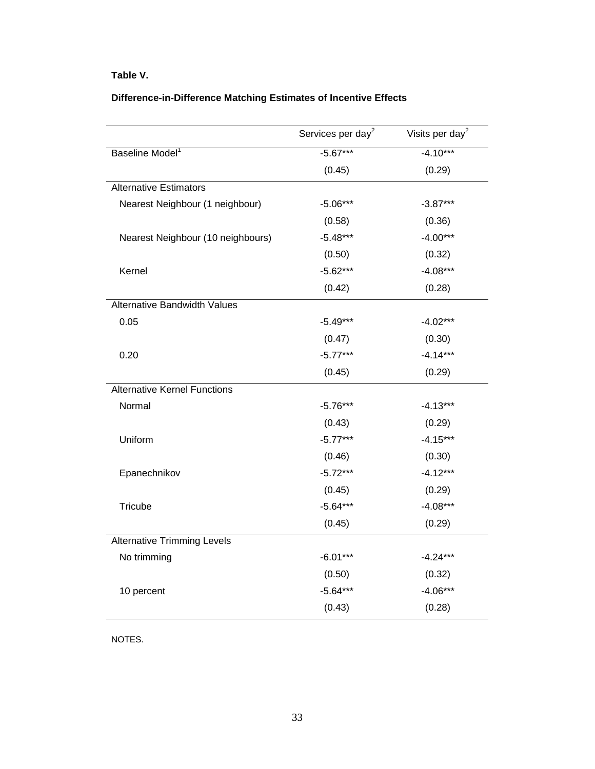**Table V.**

**Difference-in-Difference Matching Estimates of Incentive Effects**

| | Services per day[2] | Visits per day[2] |
|---|---|---|
| Baseline Model[1] | -5.67*** | -4.10*** |
| | (0.45) | (0.29) |
| Alternative Estimators | | |
| Nearest Neighbour (1 neighbour) | -5.06*** | -3.87*** |
| | (0.58) | (0.36) |
| Nearest Neighbour (10 neighbours) | -5.48*** | -4.00*** |
| | (0.50) | (0.32) |
| Kernel | -5.62*** | -4.08*** |
| | (0.42) | (0.28) |
| Alternative Bandwidth Values | | |
| 0.05 | -5.49*** | -4.02*** |
| | (0.47) | (0.30) |
| 0.20 | -5.77*** | -4.14*** |
| | (0.45) | (0.29) |
| Alternative Kernel Functions | | |
| Normal | -5.76*** | -4.13*** |
| | (0.43) | (0.29) |
| Uniform | -5.77*** | -4.15*** |
| | (0.46) | (0.30) |
| Epanechnikov | -5.72*** | -4.12*** |
| | (0.45) | (0.29) |
| Tricube | -5.64*** | -4.08*** |
| | (0.45) | (0.29) |
| Alternative Trimming Levels | | |
| No trimming | -6.01*** | -4.24*** |
| | (0.50) | (0.32) |
| 10 percent | -5.64*** | -4.06*** |
| | (0.43) | (0.28) |

NOTES.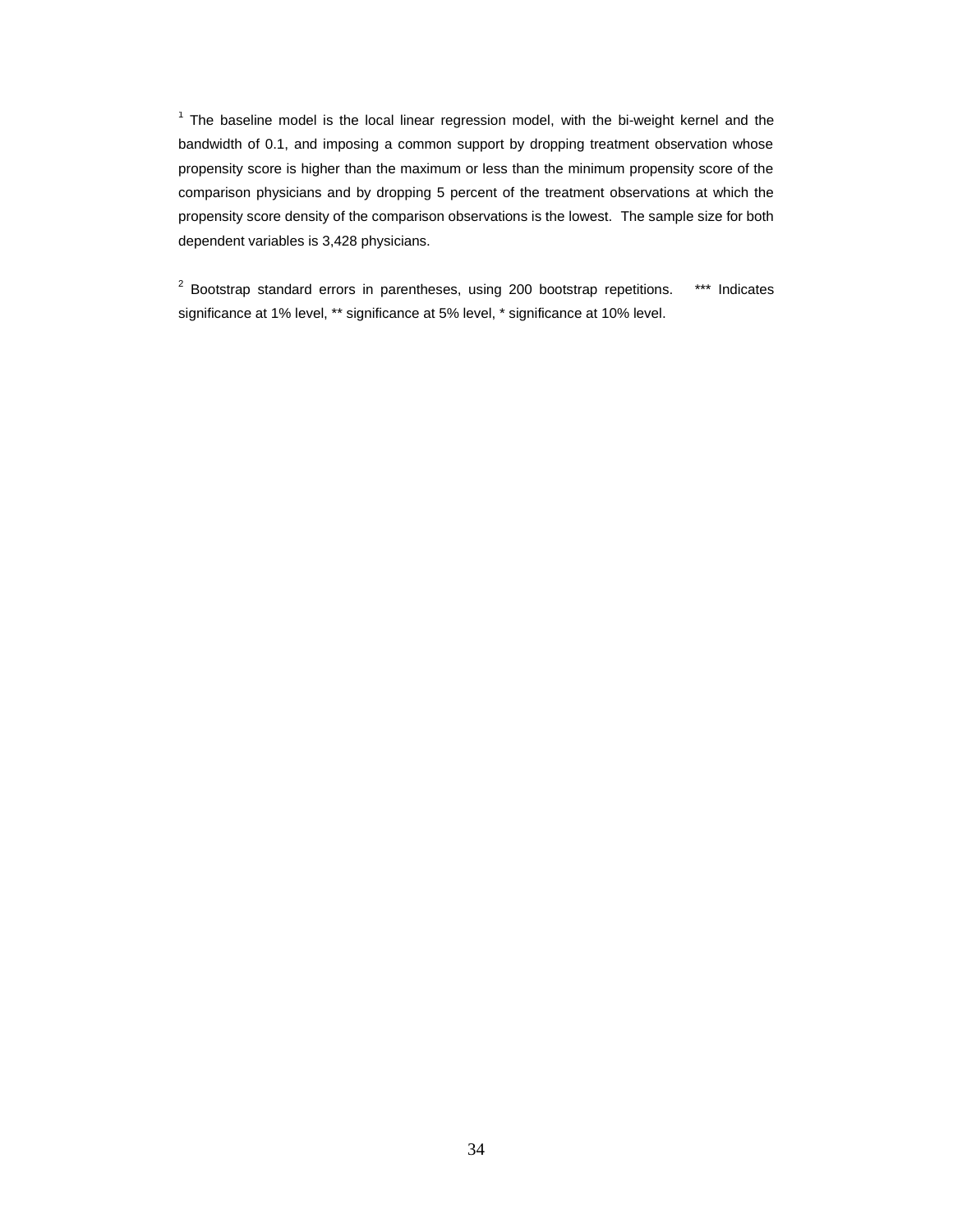[1] The baseline model is the local linear regression model, with the bi-weight kernel and the bandwidth of 0.1, and imposing a common support by dropping treatment observation whose propensity score is higher than the maximum or less than the minimum propensity score of the comparison physicians and by dropping 5 percent of the treatment observations at which the propensity score density of the comparison observations is the lowest. The sample size for both dependent variables is 3,428 physicians.

[2] Bootstrap standard errors in parentheses, using 200 bootstrap repetitions. *** Indicates significance at 1% level, ** significance at 5% level, * significance at 10% level.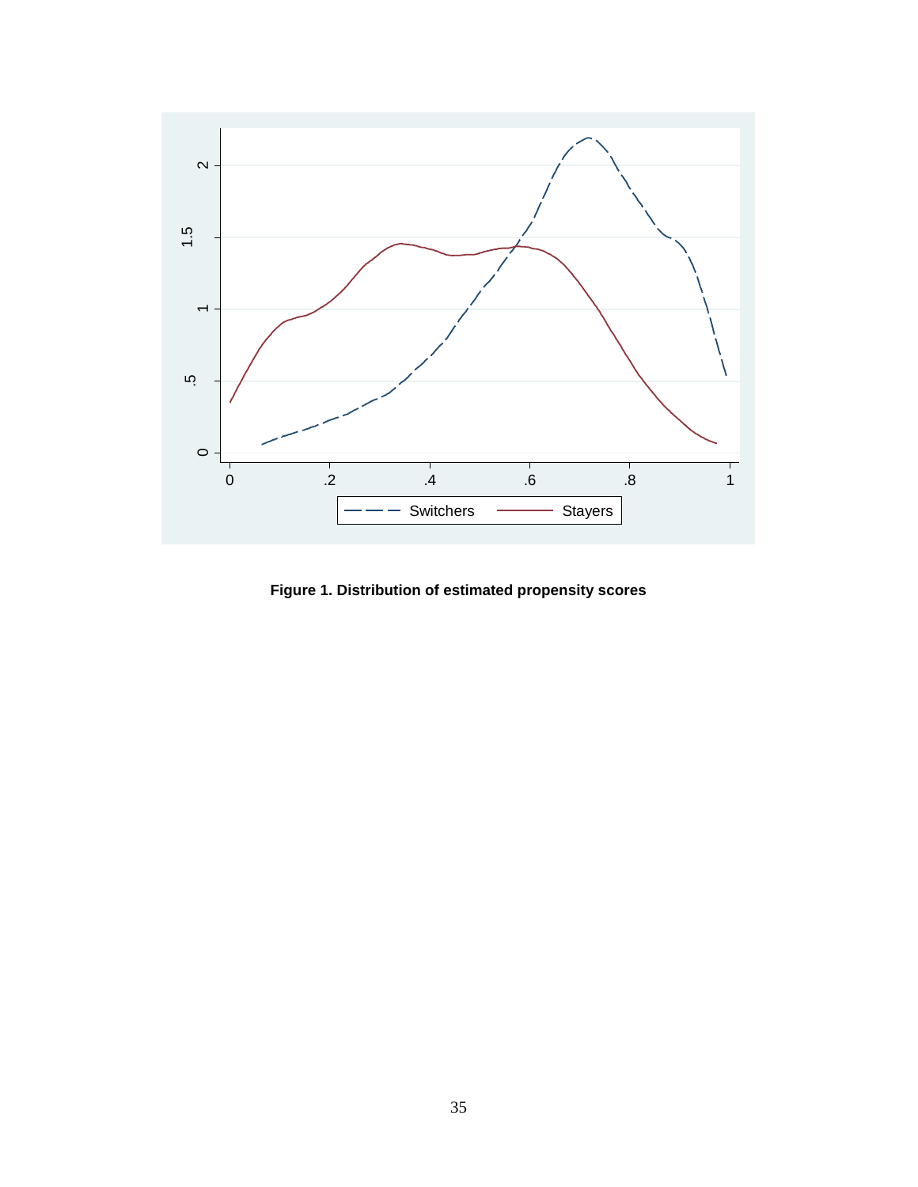2

1.5

1

.5

0

0 .2 .4 .6 .8 1

Switchers Stayers

**Figure 1. Distribution of estimated propensity scores**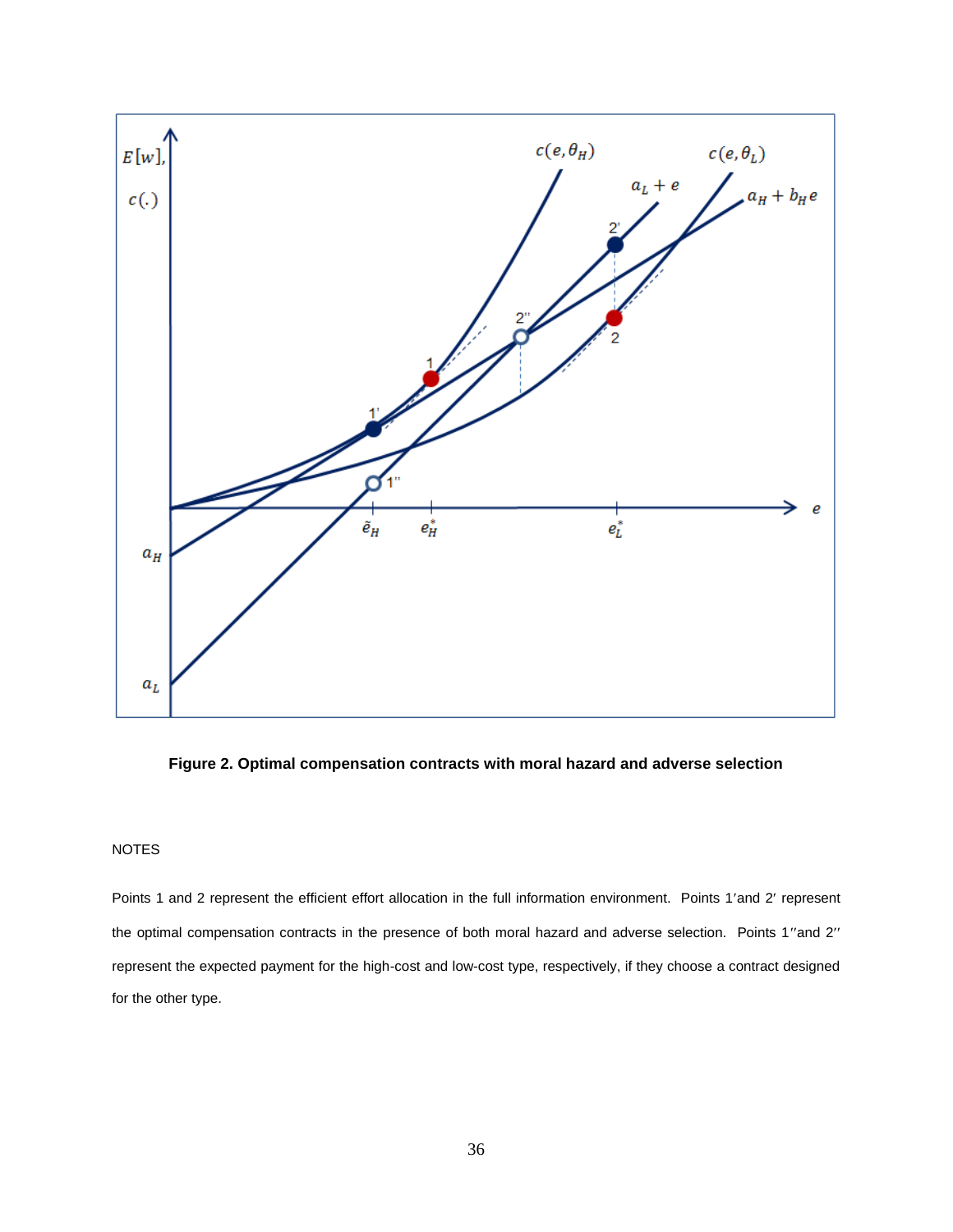$E[w]$,

$c(.)$

$c(e, \theta_H)$

$c(e, \theta_L)$

$a_L + e$

$a_H + b_H e$

2'

2''

1

2

1'

1''

$e$

$\tilde{e}_H$

$e_H^*$

$e_L^*$

$a_H$

$a_L$

**Figure 2. Optimal compensation contracts with moral hazard and adverse selection**

NOTES

Points 1 and 2 represent the efficient effort allocation in the full information environment. Points 1′ and 2′ represent the optimal compensation contracts in the presence of both moral hazard and adverse selection. Points 1′′ and 2′′ represent the expected payment for the high-cost and low-cost type, respectively, if they choose a contract designed for the other type.